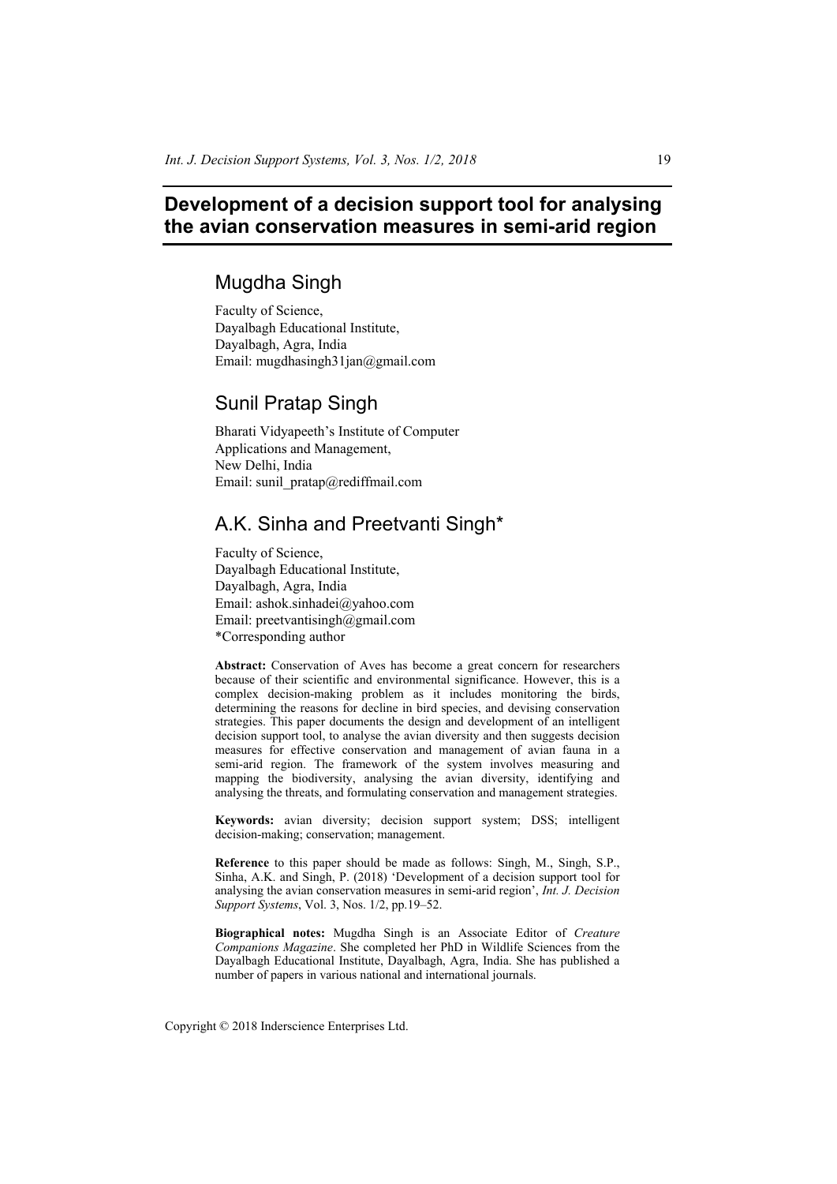# Development of a decision support tool for analysing the avian conservation measures in semi-arid region

## Mugdha Singh

Faculty of Science,
Dayalbagh Educational Institute,
Dayalbagh, Agra, India
Email: mugdhasingh31jan@gmail.com

## Sunil Pratap Singh

Bharati Vidyapeeth's Institute of Computer Applications and Management,
New Delhi, India
Email: sunil_pratap@rediffmail.com

## A.K. Sinha and Preetvanti Singh*

Faculty of Science,
Dayalbagh Educational Institute,
Dayalbagh, Agra, India
Email: ashok.sinhadei@yahoo.com
Email: preetvantisingh@gmail.com
*Corresponding author

**Abstract:** Conservation of Aves has become a great concern for researchers because of their scientific and environmental significance. However, this is a complex decision-making problem as it includes monitoring the birds, determining the reasons for decline in bird species, and devising conservation strategies. This paper documents the design and development of an intelligent decision support tool, to analyse the avian diversity and then suggests decision measures for effective conservation and management of avian fauna in a semi-arid region. The framework of the system involves measuring and mapping the biodiversity, analysing the avian diversity, identifying and analysing the threats, and formulating conservation and management strategies.

**Keywords:** avian diversity; decision support system; DSS; intelligent decision-making; conservation; management.

**Reference** to this paper should be made as follows: Singh, M., Singh, S.P., Sinha, A.K. and Singh, P. (2018) 'Development of a decision support tool for analysing the avian conservation measures in semi-arid region', *Int. J. Decision Support Systems*, Vol. 3, Nos. 1/2, pp.19–52.

**Biographical notes:** Mugdha Singh is an Associate Editor of *Creature Companions Magazine*. She completed her PhD in Wildlife Sciences from the Dayalbagh Educational Institute, Dayalbagh, Agra, India. She has published a number of papers in various national and international journals.

Copyright © 2018 Inderscience Enterprises Ltd.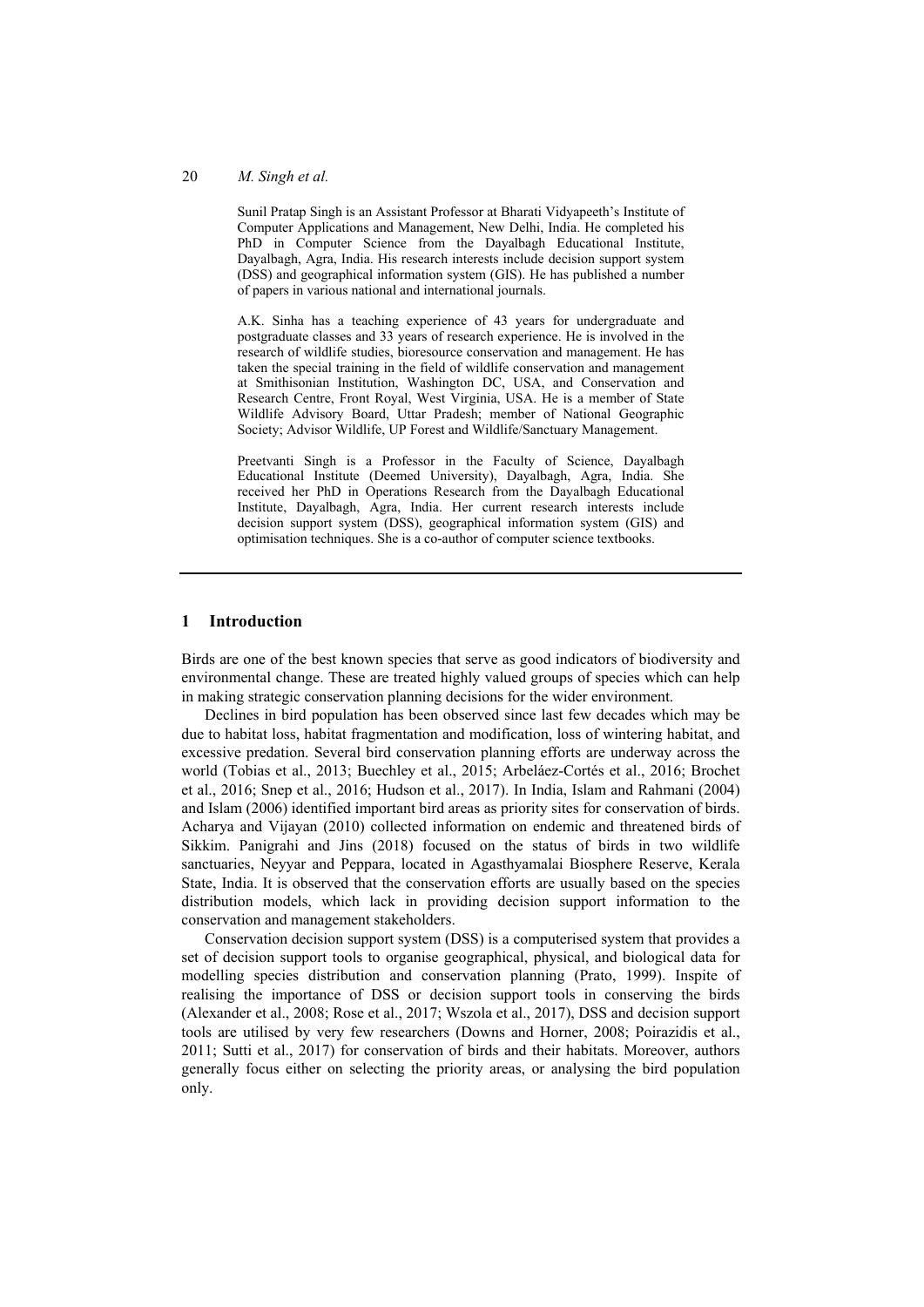Sunil Pratap Singh is an Assistant Professor at Bharati Vidyapeeth's Institute of Computer Applications and Management, New Delhi, India. He completed his PhD in Computer Science from the Dayalbagh Educational Institute, Dayalbagh, Agra, India. His research interests include decision support system (DSS) and geographical information system (GIS). He has published a number of papers in various national and international journals.

A.K. Sinha has a teaching experience of 43 years for undergraduate and postgraduate classes and 33 years of research experience. He is involved in the research of wildlife studies, bioresource conservation and management. He has taken the special training in the field of wildlife conservation and management at Smithsonian Institution, Washington DC, USA, and Conservation and Research Centre, Front Royal, West Virginia, USA. He is a member of State Wildlife Advisory Board, Uttar Pradesh; member of National Geographic Society; Advisor Wildlife, UP Forest and Wildlife/Sanctuary Management.

Preetvanti Singh is a Professor in the Faculty of Science, Dayalbagh Educational Institute (Deemed University), Dayalbagh, Agra, India. She received her PhD in Operations Research from the Dayalbagh Educational Institute, Dayalbagh, Agra, India. Her current research interests include decision support system (DSS), geographical information system (GIS) and optimisation techniques. She is a co-author of computer science textbooks.

## 1 Introduction

Birds are one of the best known species that serve as good indicators of biodiversity and environmental change. These are treated highly valued groups of species which can help in making strategic conservation planning decisions for the wider environment.

Declines in bird population has been observed since last few decades which may be due to habitat loss, habitat fragmentation and modification, loss of wintering habitat, and excessive predation. Several bird conservation planning efforts are underway across the world (Tobias et al., 2013; Buechley et al., 2015; Arbeláez-Cortés et al., 2016; Brochet et al., 2016; Snep et al., 2016; Hudson et al., 2017). In India, Islam and Rahmani (2004) and Islam (2006) identified important bird areas as priority sites for conservation of birds. Acharya and Vijayan (2010) collected information on endemic and threatened birds of Sikkim. Panigrahi and Jins (2018) focused on the status of birds in two wildlife sanctuaries, Neyyar and Peppara, located in Agasthyamalai Biosphere Reserve, Kerala State, India. It is observed that the conservation efforts are usually based on the species distribution models, which lack in providing decision support information to the conservation and management stakeholders.

Conservation decision support system (DSS) is a computerised system that provides a set of decision support tools to organise geographical, physical, and biological data for modelling species distribution and conservation planning (Prato, 1999). Inspite of realising the importance of DSS or decision support tools in conserving the birds (Alexander et al., 2008; Rose et al., 2017; Wszola et al., 2017), DSS and decision support tools are utilised by very few researchers (Downs and Horner, 2008; Poirazidis et al., 2011; Sutti et al., 2017) for conservation of birds and their habitats. Moreover, authors generally focus either on selecting the priority areas, or analysing the bird population only.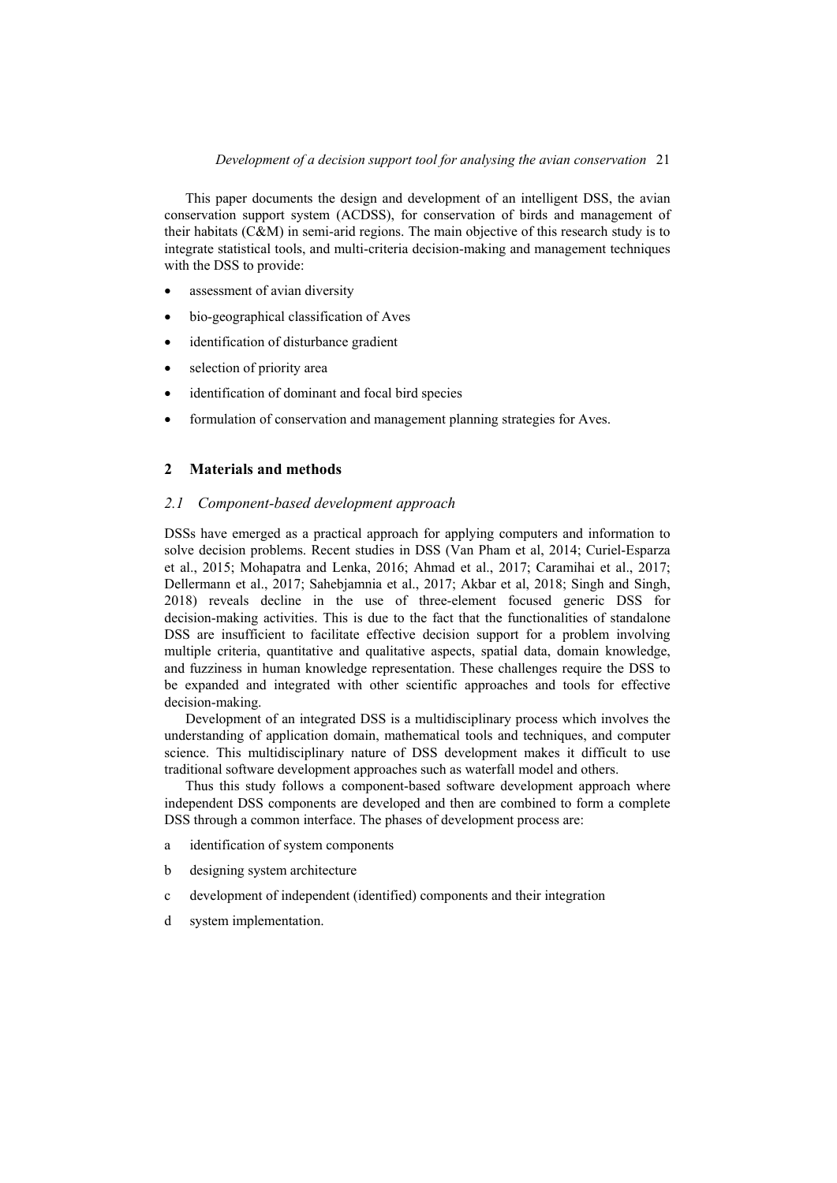This paper documents the design and development of an intelligent DSS, the avian conservation support system (ACDSS), for conservation of birds and management of their habitats (C&M) in semi-arid regions. The main objective of this research study is to integrate statistical tools, and multi-criteria decision-making and management techniques with the DSS to provide:

- assessment of avian diversity
- bio-geographical classification of Aves
- identification of disturbance gradient
- selection of priority area
- identification of dominant and focal bird species
- formulation of conservation and management planning strategies for Aves.

## 2 Materials and methods

### 2.1 Component-based development approach

DSSs have emerged as a practical approach for applying computers and information to solve decision problems. Recent studies in DSS (Van Pham et al, 2014; Curiel-Esparza et al., 2015; Mohapatra and Lenka, 2016; Ahmad et al., 2017; Caramihai et al., 2017; Dellermann et al., 2017; Sahebjamnia et al., 2017; Akbar et al, 2018; Singh and Singh, 2018) reveals decline in the use of three-element focused generic DSS for decision-making activities. This is due to the fact that the functionalities of standalone DSS are insufficient to facilitate effective decision support for a problem involving multiple criteria, quantitative and qualitative aspects, spatial data, domain knowledge, and fuzziness in human knowledge representation. These challenges require the DSS to be expanded and integrated with other scientific approaches and tools for effective decision-making.

Development of an integrated DSS is a multidisciplinary process which involves the understanding of application domain, mathematical tools and techniques, and computer science. This multidisciplinary nature of DSS development makes it difficult to use traditional software development approaches such as waterfall model and others.

Thus this study follows a component-based software development approach where independent DSS components are developed and then are combined to form a complete DSS through a common interface. The phases of development process are:

a. identification of system components
b. designing system architecture
c. development of independent (identified) components and their integration
d. system implementation.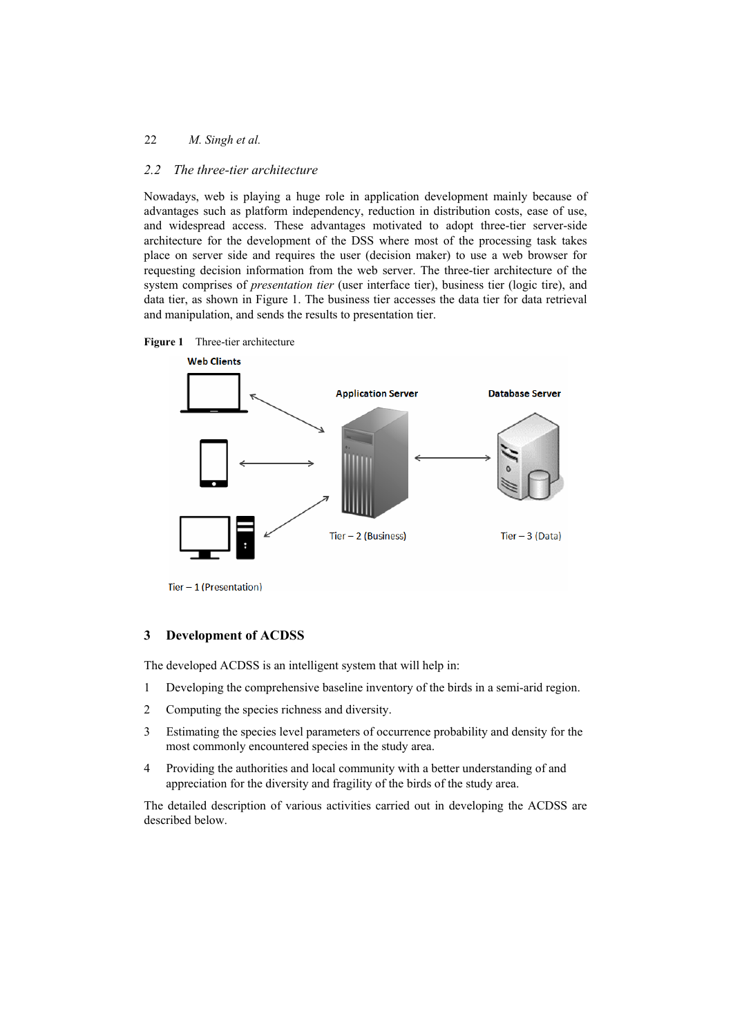## 2.2 The three-tier architecture

Nowadays, web is playing a huge role in application development mainly because of advantages such as platform independency, reduction in distribution costs, ease of use, and widespread access. These advantages motivated to adopt three-tier server-side architecture for the development of the DSS where most of the processing task takes place on server side and requires the user (decision maker) to use a web browser for requesting decision information from the web server. The three-tier architecture of the system comprises of *presentation tier* (user interface tier), business tier (logic tire), and data tier, as shown in Figure 1. The business tier accesses the data tier for data retrieval and manipulation, and sends the results to presentation tier.

**Figure 1** Three-tier architecture

Web Clients

Application Server

Database Server

Tier – 1 (Presentation)

Tier – 2 (Business)

Tier – 3 (Data)

# 3 Development of ACDSS

The developed ACDSS is an intelligent system that will help in:

1. Developing the comprehensive baseline inventory of the birds in a semi-arid region.
2. Computing the species richness and diversity.
3. Estimating the species level parameters of occurrence probability and density for the most commonly encountered species in the study area.
4. Providing the authorities and local community with a better understanding of and appreciation for the diversity and fragility of the birds of the study area.

The detailed description of various activities carried out in developing the ACDSS are described below.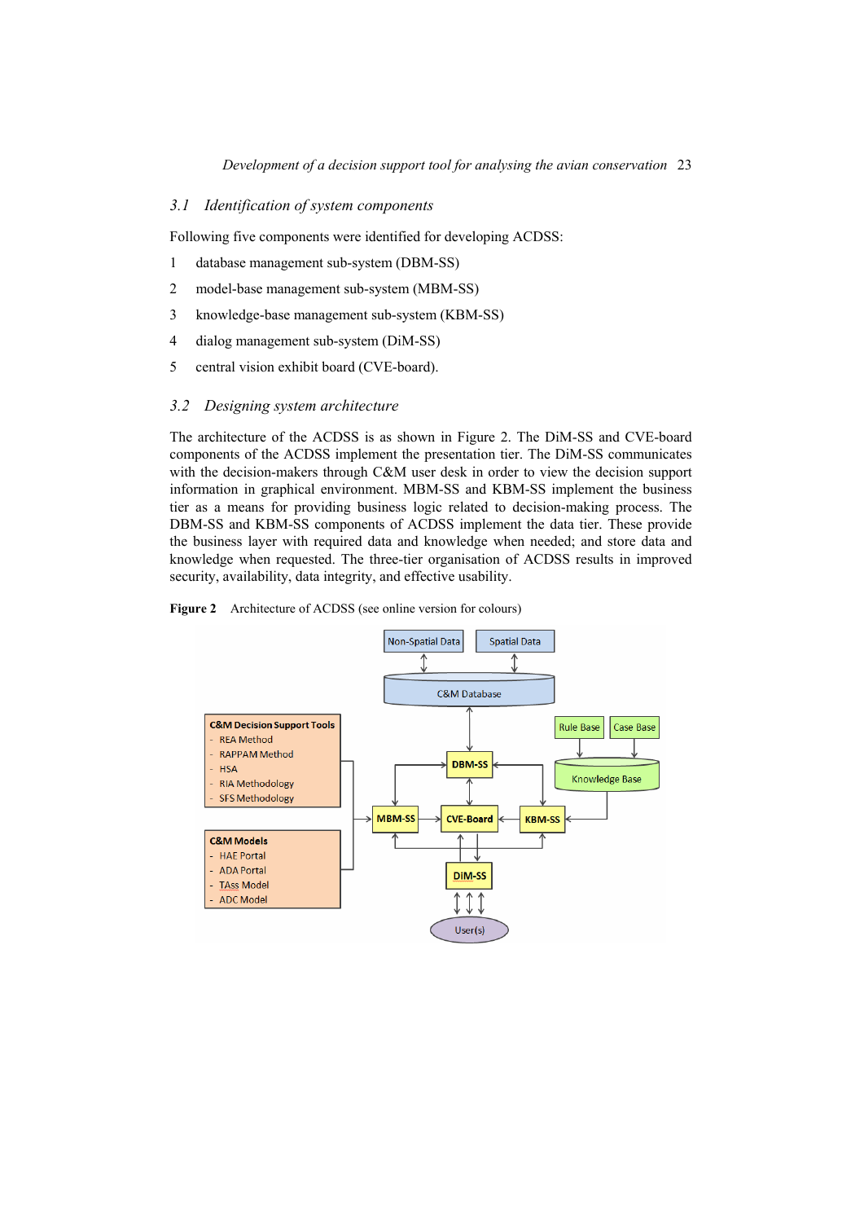### 3.1 *Identification of system components*

Following five components were identified for developing ACDSS:

1. database management sub-system (DBM-SS)
2. model-base management sub-system (MBM-SS)
3. knowledge-base management sub-system (KBM-SS)
4. dialog management sub-system (DiM-SS)
5. central vision exhibit board (CVE-board).

### 3.2 *Designing system architecture*

The architecture of the ACDSS is as shown in Figure 2. The DiM-SS and CVE-board components of the ACDSS implement the presentation tier. The DiM-SS communicates with the decision-makers through C&M user desk in order to view the decision support information in graphical environment. MBM-SS and KBM-SS implement the business tier as a means for providing business logic related to decision-making process. The DBM-SS and KBM-SS components of ACDSS implement the data tier. These provide the business layer with required data and knowledge when needed; and store data and knowledge when requested. The three-tier organisation of ACDSS results in improved security, availability, data integrity, and effective usability.

**Figure 2** Architecture of ACDSS (see online version for colours)

Non-Spatial Data
Spatial Data
C&M Database
C&M Decision Support Tools
- REA Method
- RAPPAM Method
- HSA
- RIA Methodology
- SFS Methodology

Rule Base
Case Base
Knowledge Base
DBM-SS
MBM-SS
CVE-Board
KBM-SS

C&M Models
- HAE Portal
- ADA Portal
- TAss Model
- ADC Model

DiM-SS
User(s)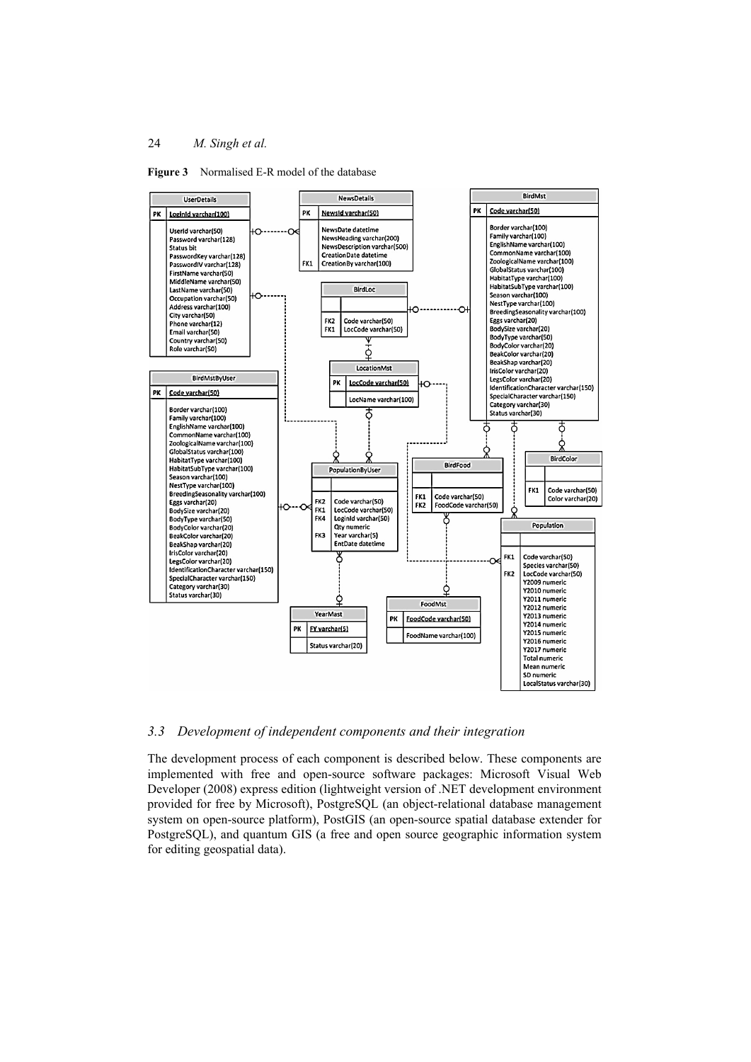**Figure 3** Normalised E-R model of the database

## 3.3 Development of independent components and their integration

The development process of each component is described below. These components are implemented with free and open-source software packages: Microsoft Visual Web Developer (2008) express edition (lightweight version of .NET development environment provided for free by Microsoft), PostgreSQL (an object-relational database management system on open-source platform), PostGIS (an open-source spatial database extender for PostgreSQL), and quantum GIS (a free and open source geographic information system for editing geospatial data).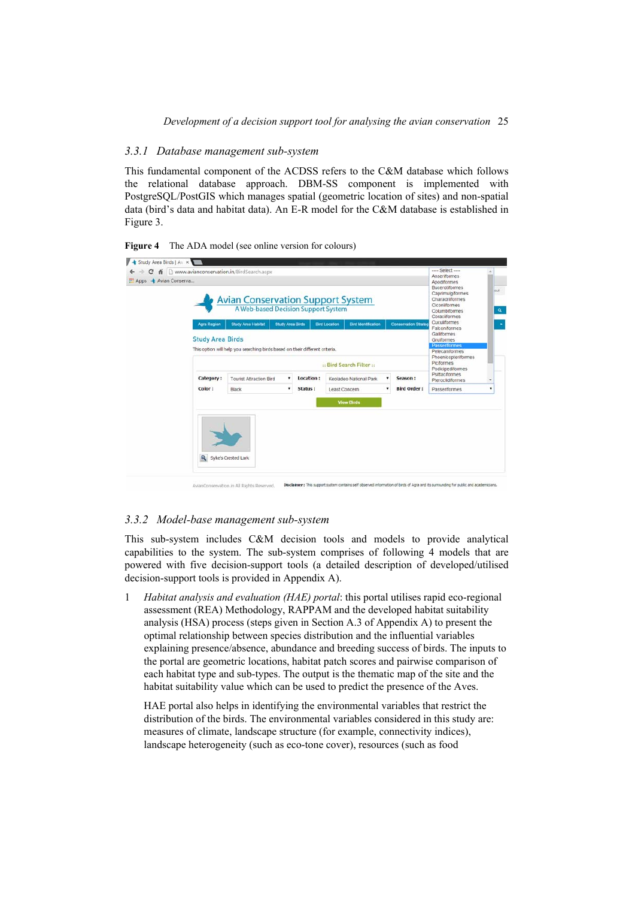### 3.3.1 Database management sub-system

This fundamental component of the ACDSS refers to the C&M database which follows the relational database approach. DBM-SS component is implemented with PostgreSQL/PostGIS which manages spatial (geometric location of sites) and non-spatial data (bird's data and habitat data). An E-R model for the C&M database is established in Figure 3.

**Figure 4** The ADA model (see online version for colours)

### 3.3.2 Model-base management sub-system

This sub-system includes C&M decision tools and models to provide analytical capabilities to the system. The sub-system comprises of following 4 models that are powered with five decision-support tools (a detailed description of developed/utilised decision-support tools is provided in Appendix A).

1 *Habitat analysis and evaluation (HAE) portal*: this portal utilises rapid eco-regional assessment (REA) Methodology, RAPPAM and the developed habitat suitability analysis (HSA) process (steps given in Section A.3 of Appendix A) to present the optimal relationship between species distribution and the influential variables explaining presence/absence, abundance and breeding success of birds. The inputs to the portal are geometric locations, habitat patch scores and pairwise comparison of each habitat type and sub-types. The output is the thematic map of the site and the habitat suitability value which can be used to predict the presence of the Aves.

   HAE portal also helps in identifying the environmental variables that restrict the distribution of the birds. The environmental variables considered in this study are: measures of climate, landscape structure (for example, connectivity indices), landscape heterogeneity (such as eco-tone cover), resources (such as food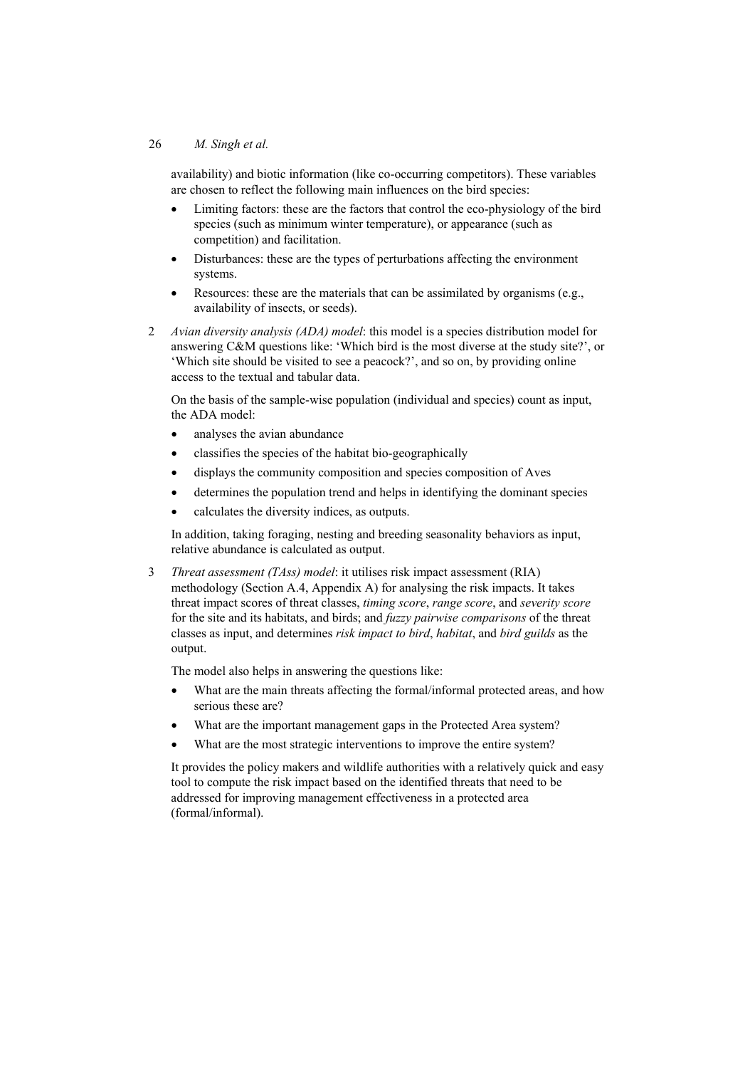availability) and biotic information (like co-occurring competitors). These variables are chosen to reflect the following main influences on the bird species:

- Limiting factors: these are the factors that control the eco-physiology of the bird species (such as minimum winter temperature), or appearance (such as competition) and facilitation.
- Disturbances: these are the types of perturbations affecting the environment systems.
- Resources: these are the materials that can be assimilated by organisms (e.g., availability of insects, or seeds).

2 *Avian diversity analysis (ADA) model*: this model is a species distribution model for answering C&M questions like: 'Which bird is the most diverse at the study site?', or 'Which site should be visited to see a peacock?', and so on, by providing online access to the textual and tabular data.

   On the basis of the sample-wise population (individual and species) count as input, the ADA model:

   - analyses the avian abundance
   - classifies the species of the habitat bio-geographically
   - displays the community composition and species composition of Aves
   - determines the population trend and helps in identifying the dominant species
   - calculates the diversity indices, as outputs.

   In addition, taking foraging, nesting and breeding seasonality behaviors as input, relative abundance is calculated as output.

3 *Threat assessment (TAss) model*: it utilises risk impact assessment (RIA) methodology (Section A.4, Appendix A) for analysing the risk impacts. It takes threat impact scores of threat classes, *timing score*, *range score*, and *severity score* for the site and its habitats, and birds; and *fuzzy pairwise comparisons* of the threat classes as input, and determines *risk impact to bird*, *habitat*, and *bird guilds* as the output.

   The model also helps in answering the questions like:

   - What are the main threats affecting the formal/informal protected areas, and how serious these are?
   - What are the important management gaps in the Protected Area system?
   - What are the most strategic interventions to improve the entire system?

   It provides the policy makers and wildlife authorities with a relatively quick and easy tool to compute the risk impact based on the identified threats that need to be addressed for improving management effectiveness in a protected area (formal/informal).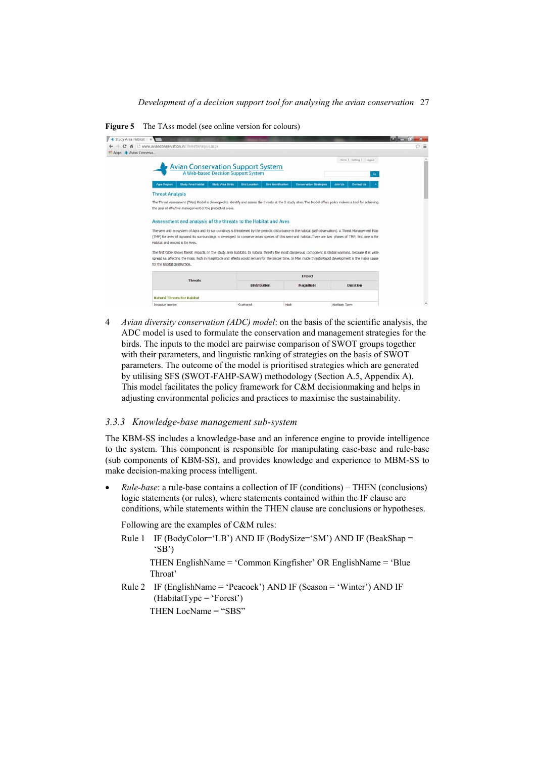**Figure 5** The TAss model (see online version for colours)

4 *Avian diversity conservation (ADC) model*: on the basis of the scientific analysis, the ADC model is used to formulate the conservation and management strategies for the birds. The inputs to the model are pairwise comparison of SWOT groups together with their parameters, and linguistic ranking of strategies on the basis of SWOT parameters. The outcome of the model is prioritised strategies which are generated by utilising SFS (SWOT-FAHP-SAW) methodology (Section A.5, Appendix A). This model facilitates the policy framework for C&M decisionmaking and helps in adjusting environmental policies and practices to maximise the sustainability.

### 3.3.3 Knowledge-base management sub-system

The KBM-SS includes a knowledge-base and an inference engine to provide intelligence to the system. This component is responsible for manipulating case-base and rule-base (sub components of KBM-SS), and provides knowledge and experience to MBM-SS to make decision-making process intelligent.

- *Rule-base*: a rule-base contains a collection of IF (conditions) – THEN (conclusions) logic statements (or rules), where statements contained within the IF clause are conditions, while statements within the THEN clause are conclusions or hypotheses.

  Following are the examples of C&M rules:

  Rule 1 IF (BodyColor=‘LB’) AND IF (BodySize=‘SM’) AND IF (BeakShap = ‘SB’)

  THEN EnglishName = ‘Common Kingfisher’ OR EnglishName = ‘Blue Throat’

  Rule 2 IF (EnglishName = ‘Peacock’) AND IF (Season = ‘Winter’) AND IF (HabitatType = ‘Forest’)

  THEN LocName = “SBS”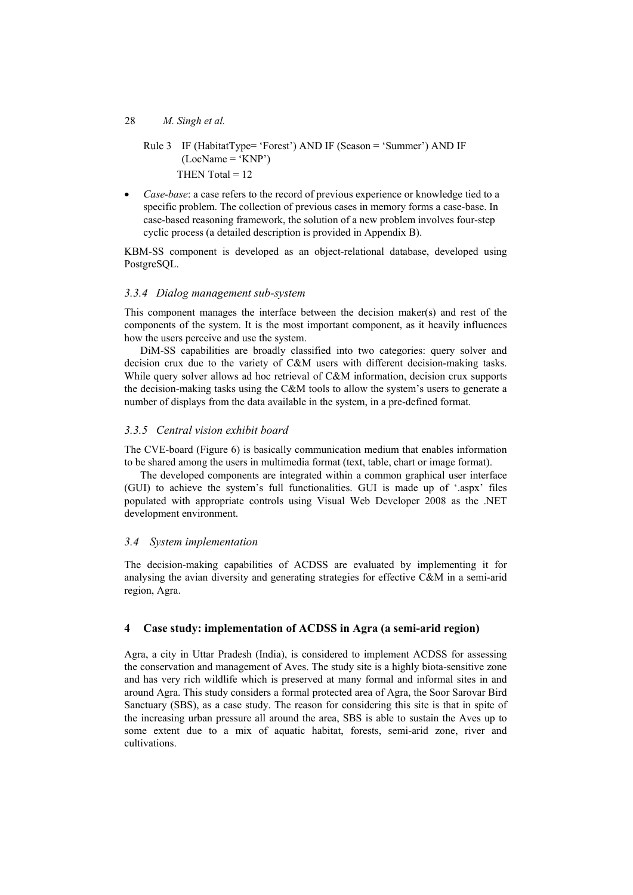Rule 3 IF (HabitatType= 'Forest') AND IF (Season = 'Summer') AND IF (LocName = 'KNP')
THEN Total = 12

- *Case-base*: a case refers to the record of previous experience or knowledge tied to a specific problem. The collection of previous cases in memory forms a case-base. In case-based reasoning framework, the solution of a new problem involves four-step cyclic process (a detailed description is provided in Appendix B).

KBM-SS component is developed as an object-relational database, developed using PostgreSQL.

### 3.3.4 Dialog management sub-system

This component manages the interface between the decision maker(s) and rest of the components of the system. It is the most important component, as it heavily influences how the users perceive and use the system.

DiM-SS capabilities are broadly classified into two categories: query solver and decision crux due to the variety of C&M users with different decision-making tasks. While query solver allows ad hoc retrieval of C&M information, decision crux supports the decision-making tasks using the C&M tools to allow the system's users to generate a number of displays from the data available in the system, in a pre-defined format.

### 3.3.5 Central vision exhibit board

The CVE-board (Figure 6) is basically communication medium that enables information to be shared among the users in multimedia format (text, table, chart or image format).

The developed components are integrated within a common graphical user interface (GUI) to achieve the system's full functionalities. GUI is made up of '.aspx' files populated with appropriate controls using Visual Web Developer 2008 as the .NET development environment.

### 3.4 System implementation

The decision-making capabilities of ACDSS are evaluated by implementing it for analysing the avian diversity and generating strategies for effective C&M in a semi-arid region, Agra.

## 4 Case study: implementation of ACDSS in Agra (a semi-arid region)

Agra, a city in Uttar Pradesh (India), is considered to implement ACDSS for assessing the conservation and management of Aves. The study site is a highly biota-sensitive zone and has very rich wildlife which is preserved at many formal and informal sites in and around Agra. This study considers a formal protected area of Agra, the Soor Sarovar Bird Sanctuary (SBS), as a case study. The reason for considering this site is that in spite of the increasing urban pressure all around the area, SBS is able to sustain the Aves up to some extent due to a mix of aquatic habitat, forests, semi-arid zone, river and cultivations.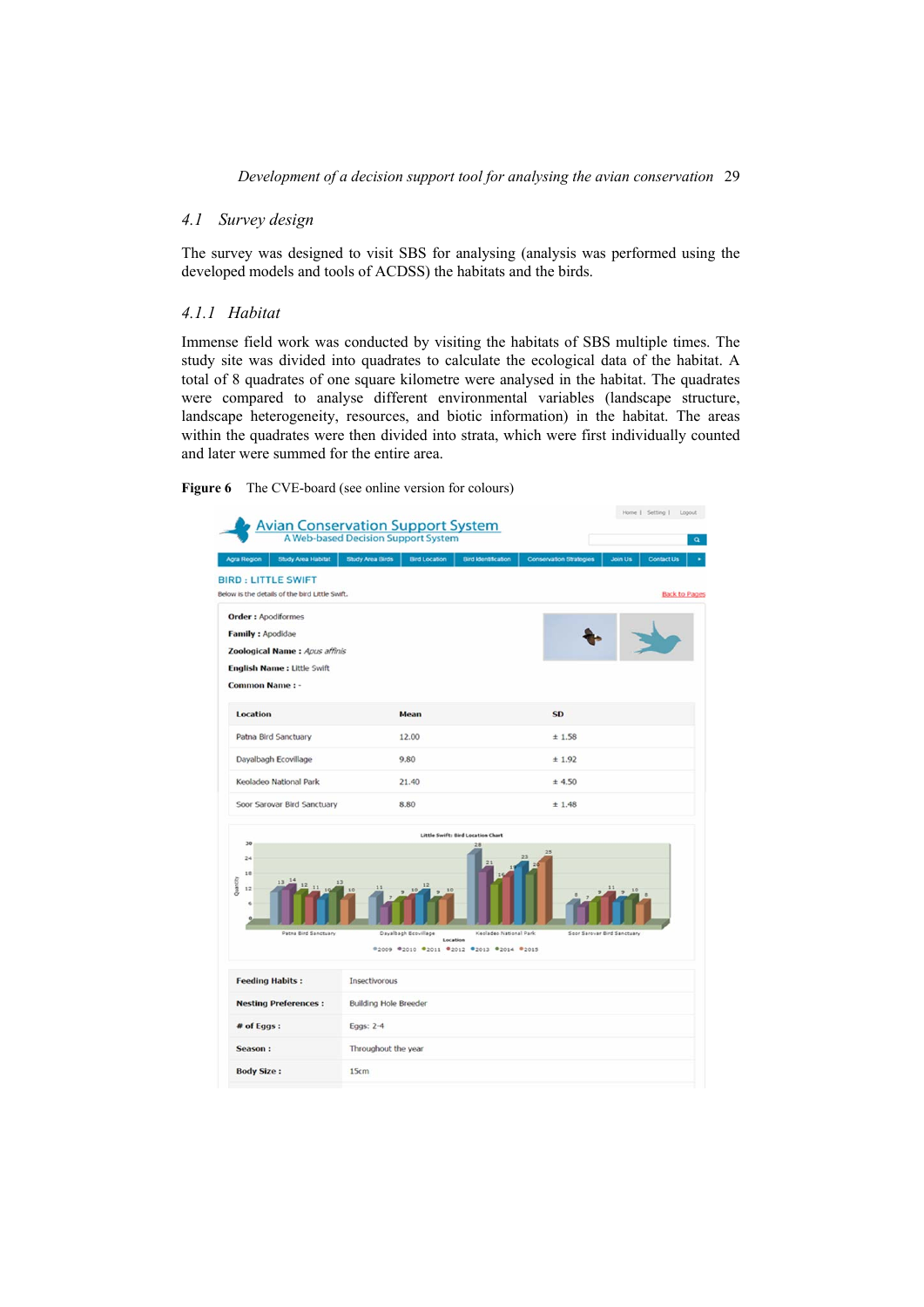## 4.1 Survey design

The survey was designed to visit SBS for analysing (analysis was performed using the developed models and tools of ACDSS) the habitats and the birds.

### 4.1.1 Habitat

Immense field work was conducted by visiting the habitats of SBS multiple times. The study site was divided into quadrates to calculate the ecological data of the habitat. A total of 8 quadrates of one square kilometre were analysed in the habitat. The quadrates were compared to analyse different environmental variables (landscape structure, landscape heterogeneity, resources, and biotic information) in the habitat. The areas within the quadrates were then divided into strata, which were first individually counted and later were summed for the entire area.

**Figure 6** The CVE-board (see online version for colours)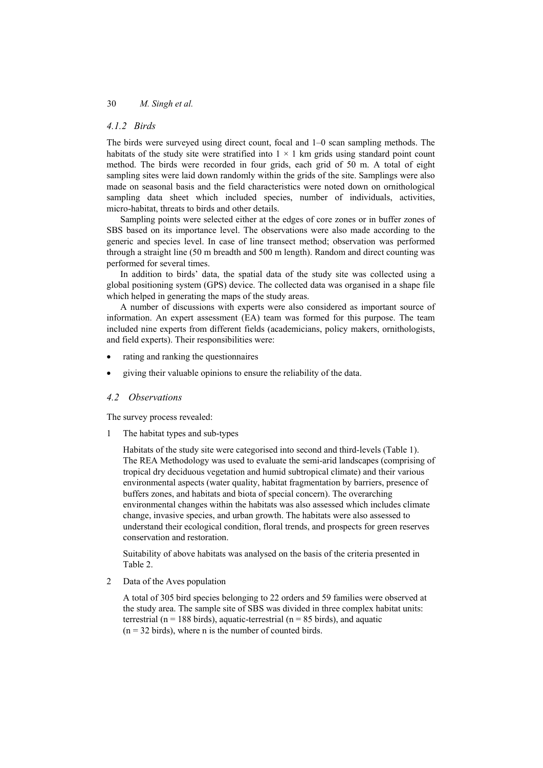### 4.1.2 Birds

The birds were surveyed using direct count, focal and 1–0 scan sampling methods. The habitats of the study site were stratified into 1 × 1 km grids using standard point count method. The birds were recorded in four grids, each grid of 50 m. A total of eight sampling sites were laid down randomly within the grids of the site. Samplings were also made on seasonal basis and the field characteristics were noted down on ornithological sampling data sheet which included species, number of individuals, activities, micro-habitat, threats to birds and other details.

Sampling points were selected either at the edges of core zones or in buffer zones of SBS based on its importance level. The observations were also made according to the generic and species level. In case of line transect method; observation was performed through a straight line (50 m breadth and 500 m length). Random and direct counting was performed for several times.

In addition to birds' data, the spatial data of the study site was collected using a global positioning system (GPS) device. The collected data was organised in a shape file which helped in generating the maps of the study areas.

A number of discussions with experts were also considered as important source of information. An expert assessment (EA) team was formed for this purpose. The team included nine experts from different fields (academicians, policy makers, ornithologists, and field experts). Their responsibilities were:

- rating and ranking the questionnaires
- giving their valuable opinions to ensure the reliability of the data.

## 4.2 Observations

The survey process revealed:

1 The habitat types and sub-types

   Habitats of the study site were categorised into second and third-levels (Table 1). The REA Methodology was used to evaluate the semi-arid landscapes (comprising of tropical dry deciduous vegetation and humid subtropical climate) and their various environmental aspects (water quality, habitat fragmentation by barriers, presence of buffers zones, and habitats and biota of special concern). The overarching environmental changes within the habitats was also assessed which includes climate change, invasive species, and urban growth. The habitats were also assessed to understand their ecological condition, floral trends, and prospects for green reserves conservation and restoration.

   Suitability of above habitats was analysed on the basis of the criteria presented in Table 2.

2 Data of the Aves population

   A total of 305 bird species belonging to 22 orders and 59 families were observed at the study area. The sample site of SBS was divided in three complex habitat units: terrestrial (n = 188 birds), aquatic-terrestrial (n = 85 birds), and aquatic (n = 32 birds), where n is the number of counted birds.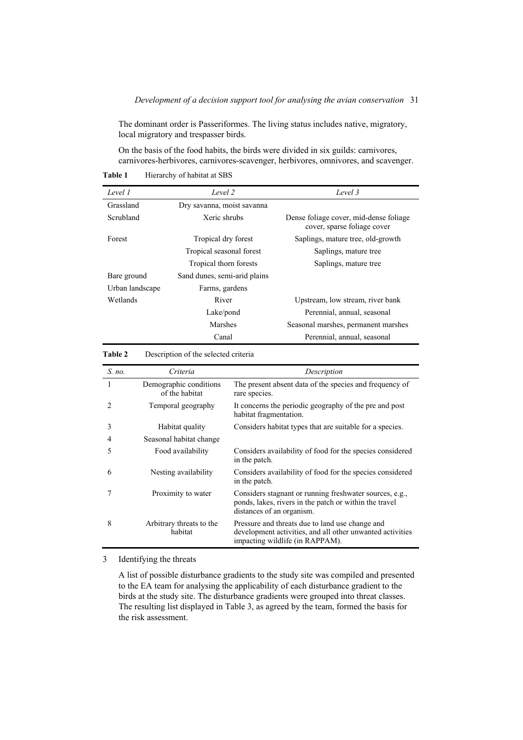The dominant order is Passeriformes. The living status includes native, migratory, local migratory and trespasser birds.

On the basis of the food habits, the birds were divided in six guilds: carnivores, carnivores-herbivores, carnivores-scavenger, herbivores, omnivores, and scavenger.

**Table 1** Hierarchy of habitat at SBS

| *Level 1* | *Level 2* | *Level 3* |
|---|---|---|
| Grassland | Dry savanna, moist savanna | |
| Scrubland | Xeric shrubs | Dense foliage cover, mid-dense foliage cover, sparse foliage cover |
| Forest | Tropical dry forest | Saplings, mature tree, old-growth |
| | Tropical seasonal forest | Saplings, mature tree |
| | Tropical thorn forests | Saplings, mature tree |
| Bare ground | Sand dunes, semi-arid plains | |
| Urban landscape | Farms, gardens | |
| Wetlands | River | Upstream, low stream, river bank |
| | Lake/pond | Perennial, annual, seasonal |
| | Marshes | Seasonal marshes, permanent marshes |
| | Canal | Perennial, annual, seasonal |

**Table 2** Description of the selected criteria

| *S. no.* | *Criteria* | *Description* |
|---|---|---|
| 1 | Demographic conditions of the habitat | The present absent data of the species and frequency of rare species. |
| 2 | Temporal geography | It concerns the periodic geography of the pre and post habitat fragmentation. |
| 3 | Habitat quality | Considers habitat types that are suitable for a species. |
| 4 | Seasonal habitat change | |
| 5 | Food availability | Considers availability of food for the species considered in the patch. |
| 6 | Nesting availability | Considers availability of food for the species considered in the patch. |
| 7 | Proximity to water | Considers stagnant or running freshwater sources, e.g., ponds, lakes, rivers in the patch or within the travel distances of an organism. |
| 8 | Arbitrary threats to the habitat | Pressure and threats due to land use change and development activities, and all other unwanted activities impacting wildlife (in RAPPAM). |

3 Identifying the threats

A list of possible disturbance gradients to the study site was compiled and presented to the EA team for analysing the applicability of each disturbance gradient to the birds at the study site. The disturbance gradients were grouped into threat classes. The resulting list displayed in Table 3, as agreed by the team, formed the basis for the risk assessment.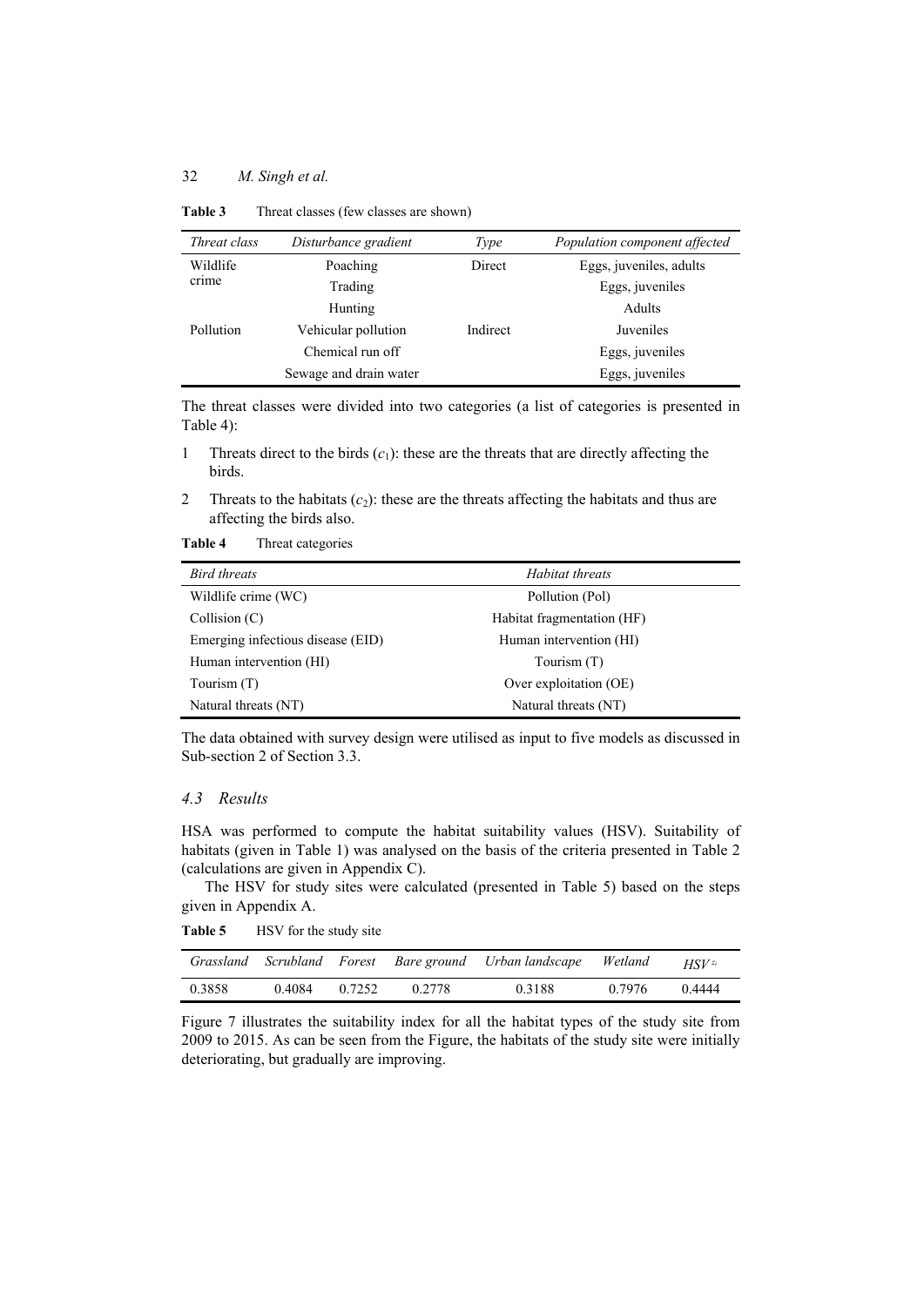**Table 3** Threat classes (few classes are shown)

| *Threat class* | *Disturbance gradient* | *Type* | *Population component affected* |
|---|---|---|---|
| Wildlife crime | Poaching | Direct | Eggs, juveniles, adults |
| | Trading | | Eggs, juveniles |
| | Hunting | | Adults |
| Pollution | Vehicular pollution | Indirect | Juveniles |
| | Chemical run off | | Eggs, juveniles |
| | Sewage and drain water | | Eggs, juveniles |

The threat classes were divided into two categories (a list of categories is presented in Table 4):

1. Threats direct to the birds ($c_1$): these are the threats that are directly affecting the birds.
2. Threats to the habitats ($c_2$): these are the threats affecting the habitats and thus are affecting the birds also.

**Table 4** Threat categories

| *Bird threats* | *Habitat threats* |
|---|---|
| Wildlife crime (WC) | Pollution (Pol) |
| Collision (C) | Habitat fragmentation (HF) |
| Emerging infectious disease (EID) | Human intervention (HI) |
| Human intervention (HI) | Tourism (T) |
| Tourism (T) | Over exploitation (OE) |
| Natural threats (NT) | Natural threats (NT) |

The data obtained with survey design were utilised as input to five models as discussed in Sub-section 2 of Section 3.3.

### 4.3 Results

HSA was performed to compute the habitat suitability values (HSV). Suitability of habitats (given in Table 1) was analysed on the basis of the criteria presented in Table 2 (calculations are given in Appendix C).

The HSV for study sites were calculated (presented in Table 5) based on the steps given in Appendix A.

**Table 5** HSV for the study site

| *Grassland* | *Scrubland* | *Forest* | *Bare ground* | *Urban landscape* | *Wetland* | $HSV^{z_i}$ |
|---|---|---|---|---|---|---|
| 0.3858 | 0.4084 | 0.7252 | 0.2778 | 0.3188 | 0.7976 | 0.4444 |

Figure 7 illustrates the suitability index for all the habitat types of the study site from 2009 to 2015. As can be seen from the Figure, the habitats of the study site were initially deteriorating, but gradually are improving.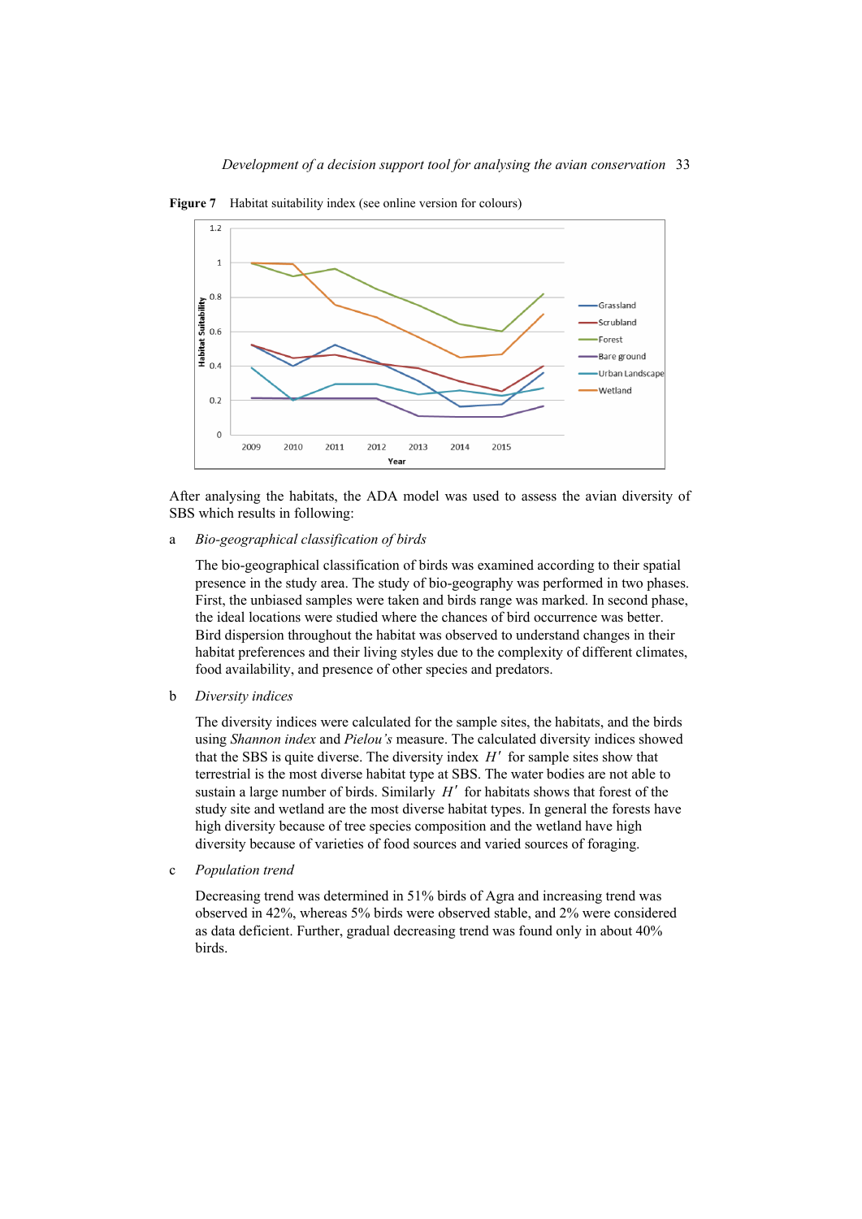**Figure 7** Habitat suitability index (see online version for colours)

After analysing the habitats, the ADA model was used to assess the avian diversity of SBS which results in following:

a *Bio-geographical classification of birds*

The bio-geographical classification of birds was examined according to their spatial presence in the study area. The study of bio-geography was performed in two phases. First, the unbiased samples were taken and birds range was marked. In second phase, the ideal locations were studied where the chances of bird occurrence was better. Bird dispersion throughout the habitat was observed to understand changes in their habitat preferences and their living styles due to the complexity of different climates, food availability, and presence of other species and predators.

b *Diversity indices*

The diversity indices were calculated for the sample sites, the habitats, and the birds using *Shannon index* and *Pielou's* measure. The calculated diversity indices showed that the SBS is quite diverse. The diversity index $H'$ for sample sites show that terrestrial is the most diverse habitat type at SBS. The water bodies are not able to sustain a large number of birds. Similarly $H'$ for habitats shows that forest of the study site and wetland are the most diverse habitat types. In general the forests have high diversity because of tree species composition and the wetland have high diversity because of varieties of food sources and varied sources of foraging.

c *Population trend*

Decreasing trend was determined in 51% birds of Agra and increasing trend was observed in 42%, whereas 5% birds were observed stable, and 2% were considered as data deficient. Further, gradual decreasing trend was found only in about 40% birds.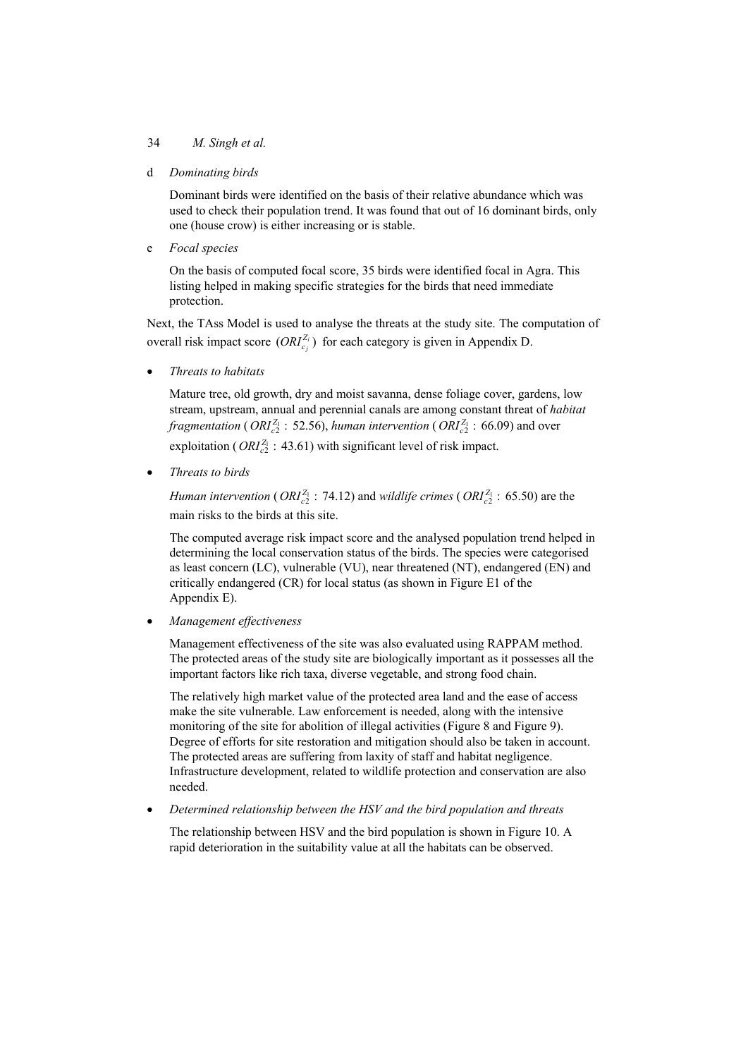d *Dominating birds*

Dominant birds were identified on the basis of their relative abundance which was used to check their population trend. It was found that out of 16 dominant birds, only one (house crow) is either increasing or is stable.

e *Focal species*

On the basis of computed focal score, 35 birds were identified focal in Agra. This listing helped in making specific strategies for the birds that need immediate protection.

Next, the TAss Model is used to analyse the threats at the study site. The computation of overall risk impact score $(ORI_{c_j}^{Z_i})$ for each category is given in Appendix D.

- *Threats to habitats*

  Mature tree, old growth, dry and moist savanna, dense foliage cover, gardens, low stream, upstream, annual and perennial canals are among constant threat of *habitat fragmentation* ($ORI_{c2}^{Z_1}$ : 52.56), *human intervention* ($ORI_{c2}^{Z_1}$ : 66.09) and over exploitation ($ORI_{c2}^{Z_1}$ : 43.61) with significant level of risk impact.

- *Threats to birds*

  *Human intervention* ($ORI_{c2}^{Z_1}$ : 74.12) and *wildlife crimes* ($ORI_{c2}^{Z_1}$ : 65.50) are the main risks to the birds at this site.

  The computed average risk impact score and the analysed population trend helped in determining the local conservation status of the birds. The species were categorised as least concern (LC), vulnerable (VU), near threatened (NT), endangered (EN) and critically endangered (CR) for local status (as shown in Figure E1 of the Appendix E).

- *Management effectiveness*

  Management effectiveness of the site was also evaluated using RAPPAM method. The protected areas of the study site are biologically important as it possesses all the important factors like rich taxa, diverse vegetable, and strong food chain.

  The relatively high market value of the protected area land and the ease of access make the site vulnerable. Law enforcement is needed, along with the intensive monitoring of the site for abolition of illegal activities (Figure 8 and Figure 9). Degree of efforts for site restoration and mitigation should also be taken in account. The protected areas are suffering from laxity of staff and habitat negligence. Infrastructure development, related to wildlife protection and conservation are also needed.

- *Determined relationship between the HSV and the bird population and threats*

  The relationship between HSV and the bird population is shown in Figure 10. A rapid deterioration in the suitability value at all the habitats can be observed.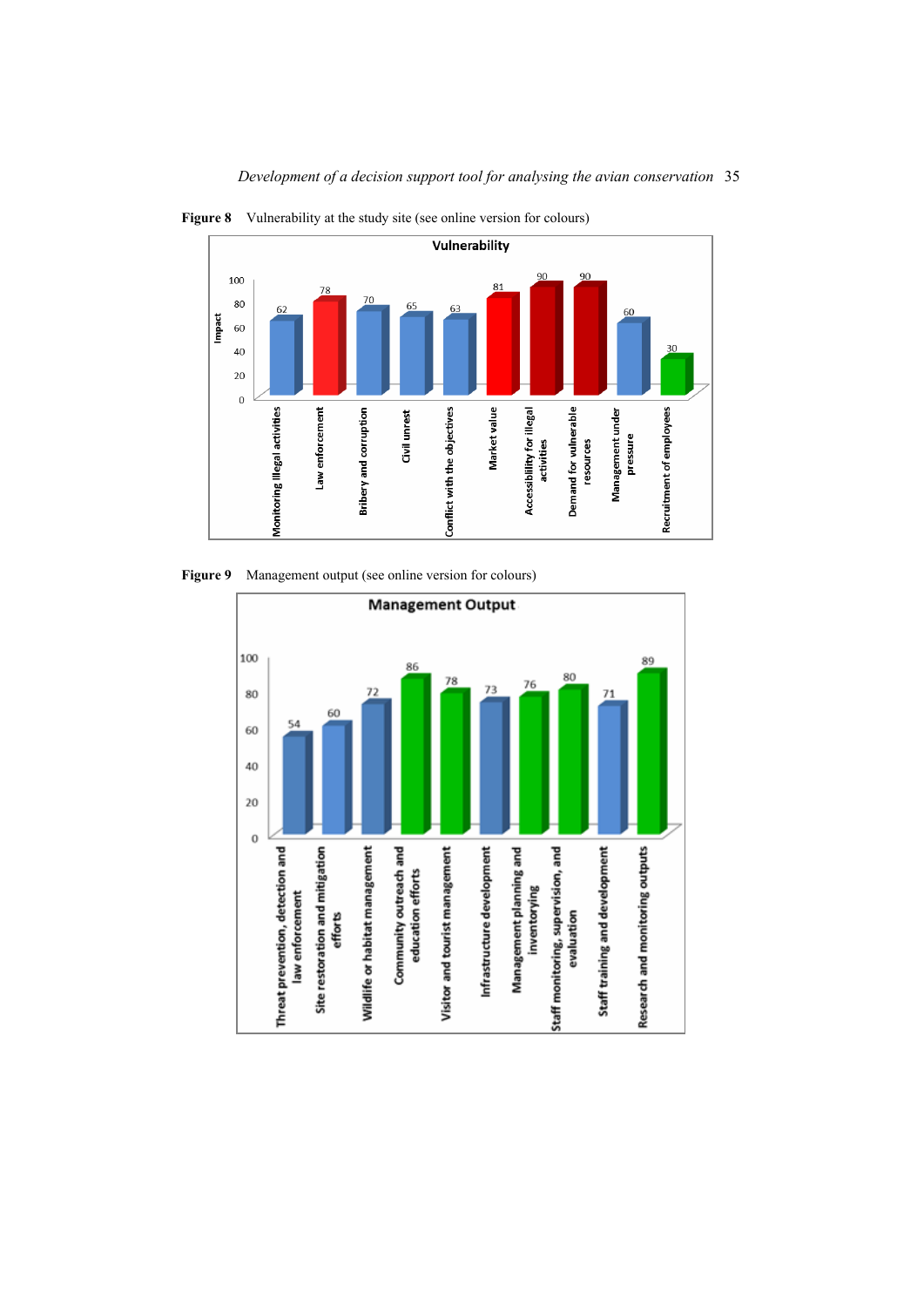**Figure 8** Vulnerability at the study site (see online version for colours)

**Figure 9** Management output (see online version for colours)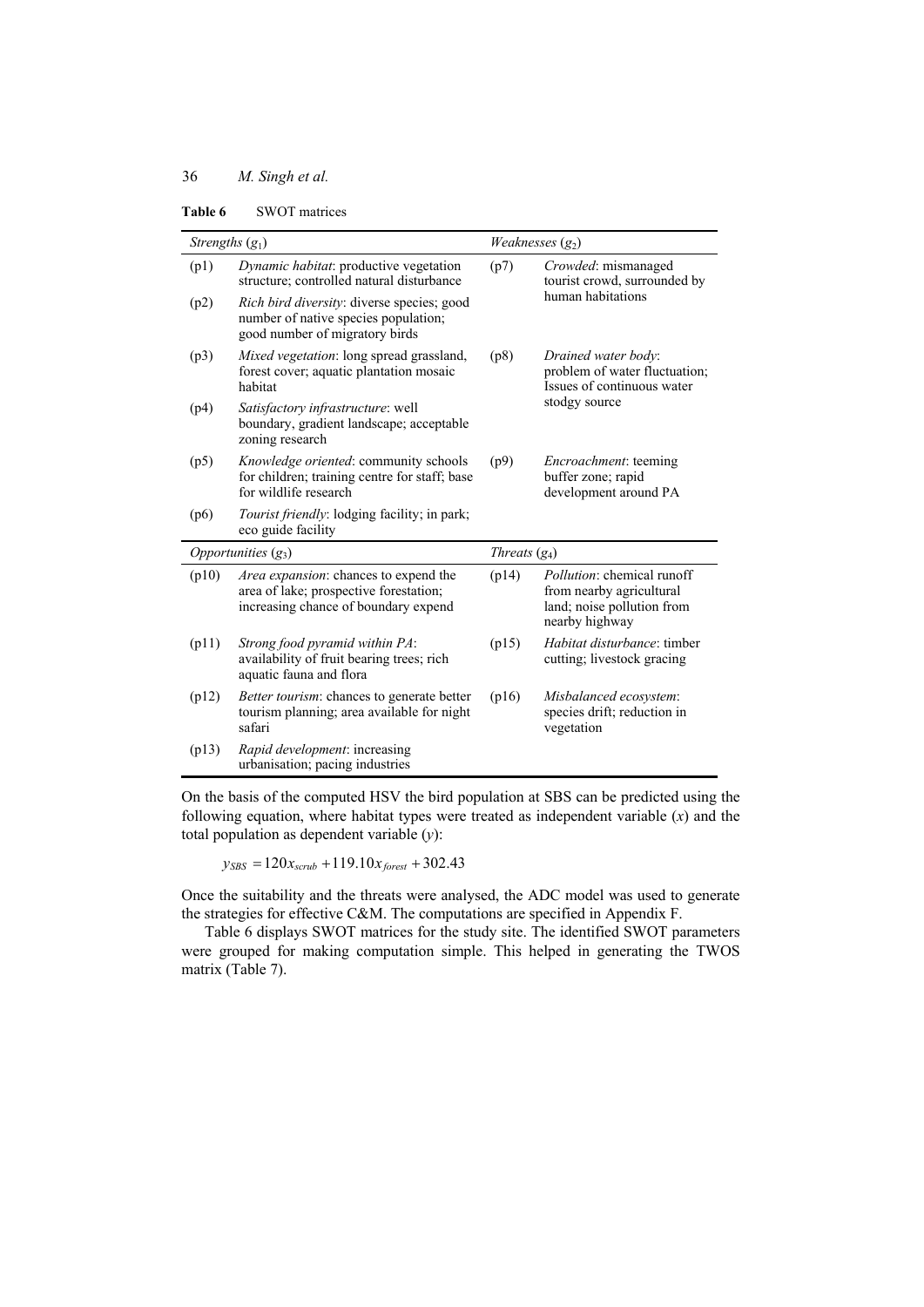**Table 6** SWOT matrices

| *Strengths* ($g_1$) | | *Weaknesses* ($g_2$) | |
|---|---|---|---|
| (p1) | *Dynamic habitat*: productive vegetation structure; controlled natural disturbance | (p7) | *Crowded*: mismanaged tourist crowd, surrounded by human habitations |
| (p2) | *Rich bird diversity*: diverse species; good number of native species population; good number of migratory birds | | |
| (p3) | *Mixed vegetation*: long spread grassland, forest cover; aquatic plantation mosaic habitat | (p8) | *Drained water body*: problem of water fluctuation; Issues of continuous water stodgy source |
| (p4) | *Satisfactory infrastructure*: well boundary, gradient landscape; acceptable zoning research | | |
| (p5) | *Knowledge oriented*: community schools for children; training centre for staff; base for wildlife research | (p9) | *Encroachment*: teeming buffer zone; rapid development around PA |
| (p6) | *Tourist friendly*: lodging facility; in park; eco guide facility | | |
| *Opportunities* ($g_3$) | | *Threats* ($g_4$) | |
| (p10) | *Area expansion*: chances to expend the area of lake; prospective forestation; increasing chance of boundary expend | (p14) | *Pollution*: chemical runoff from nearby agricultural land; noise pollution from nearby highway |
| (p11) | *Strong food pyramid within PA*: availability of fruit bearing trees; rich aquatic fauna and flora | (p15) | *Habitat disturbance*: timber cutting; livestock gracing |
| (p12) | *Better tourism*: chances to generate better tourism planning; area available for night safari | (p16) | *Misbalanced ecosystem*: species drift; reduction in vegetation |
| (p13) | *Rapid development*: increasing urbanisation; pacing industries | | |

On the basis of the computed HSV the bird population at SBS can be predicted using the following equation, where habitat types were treated as independent variable ($x$) and the total population as dependent variable ($y$):

$$y_{SBS} = 120x_{scrub} + 119.10x_{forest} + 302.43$$

Once the suitability and the threats were analysed, the ADC model was used to generate the strategies for effective C&M. The computations are specified in Appendix F.

Table 6 displays SWOT matrices for the study site. The identified SWOT parameters were grouped for making computation simple. This helped in generating the TWOS matrix (Table 7).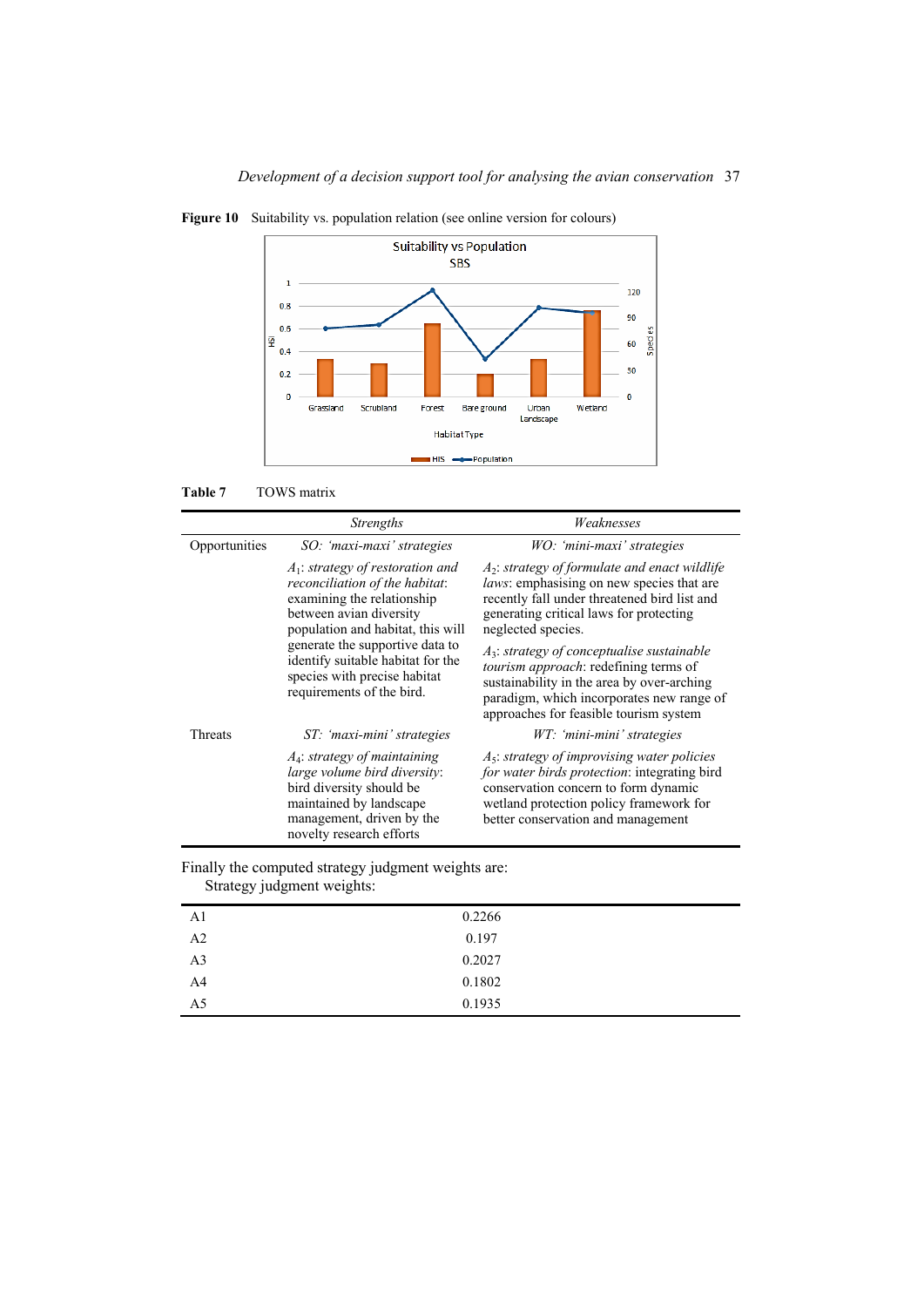**Figure 10** Suitability vs. population relation (see online version for colours)

**Table 7** TOWS matrix

| | *Strengths* | *Weaknesses* |
|---|---|---|
| Opportunities | *SO: 'maxi-maxi' strategies* | *WO: 'mini-maxi' strategies* |
| | $A_1$: *strategy of restoration and reconciliation of the habitat*: examining the relationship between avian diversity population and habitat, this will generate the supportive data to identify suitable habitat for the species with precise habitat requirements of the bird. | $A_2$: *strategy of formulate and enact wildlife laws*: emphasising on new species that are recently fall under threatened bird list and generating critical laws for protecting neglected species. $A_3$: *strategy of conceptualise sustainable tourism approach*: redefining terms of sustainability in the area by over-arching paradigm, which incorporates new range of approaches for feasible tourism system |
| Threats | *ST: 'maxi-mini' strategies* | *WT: 'mini-mini' strategies* |
| | $A_4$: *strategy of maintaining large volume bird diversity*: bird diversity should be maintained by landscape management, driven by the novelty research efforts | $A_5$: *strategy of improving water policies for water birds protection*: integrating bird conservation concern to form dynamic wetland protection policy framework for better conservation and management |

Finally the computed strategy judgment weights are:

Strategy judgment weights:

| | |
|---|---|
| A1 | 0.2266 |
| A2 | 0.197 |
| A3 | 0.2027 |
| A4 | 0.1802 |
| A5 | 0.1935 |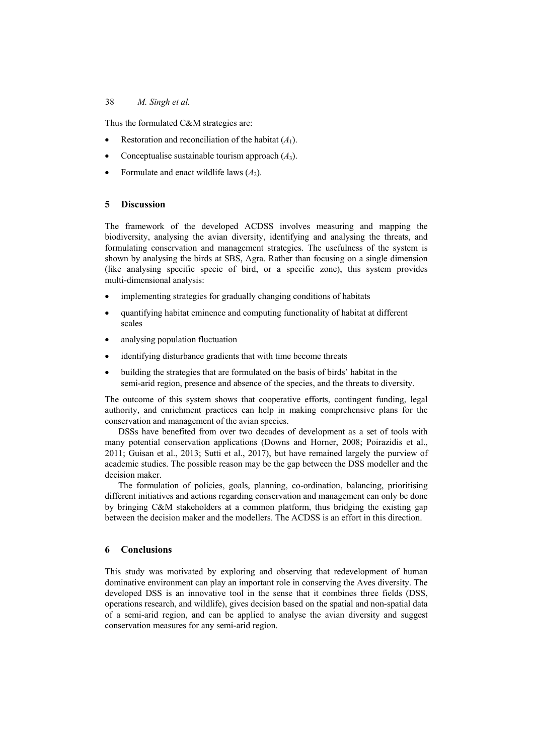Thus the formulated C&M strategies are:

- Restoration and reconciliation of the habitat ($A_1$).
- Conceptualise sustainable tourism approach ($A_3$).
- Formulate and enact wildlife laws ($A_2$).

## 5 Discussion

The framework of the developed ACDSS involves measuring and mapping the biodiversity, analysing the avian diversity, identifying and analysing the threats, and formulating conservation and management strategies. The usefulness of the system is shown by analysing the birds at SBS, Agra. Rather than focusing on a single dimension (like analysing specific specie of bird, or a specific zone), this system provides multi-dimensional analysis:

- implementing strategies for gradually changing conditions of habitats
- quantifying habitat eminence and computing functionality of habitat at different scales
- analysing population fluctuation
- identifying disturbance gradients that with time become threats
- building the strategies that are formulated on the basis of birds' habitat in the semi-arid region, presence and absence of the species, and the threats to diversity.

The outcome of this system shows that cooperative efforts, contingent funding, legal authority, and enrichment practices can help in making comprehensive plans for the conservation and management of the avian species.

DSSs have benefited from over two decades of development as a set of tools with many potential conservation applications (Downs and Horner, 2008; Poirazidis et al., 2011; Guisan et al., 2013; Sutti et al., 2017), but have remained largely the purview of academic studies. The possible reason may be the gap between the DSS modeller and the decision maker.

The formulation of policies, goals, planning, co-ordination, balancing, prioritising different initiatives and actions regarding conservation and management can only be done by bringing C&M stakeholders at a common platform, thus bridging the existing gap between the decision maker and the modellers. The ACDSS is an effort in this direction.

## 6 Conclusions

This study was motivated by exploring and observing that redevelopment of human dominative environment can play an important role in conserving the Aves diversity. The developed DSS is an innovative tool in the sense that it combines three fields (DSS, operations research, and wildlife), gives decision based on the spatial and non-spatial data of a semi-arid region, and can be applied to analyse the avian diversity and suggest conservation measures for any semi-arid region.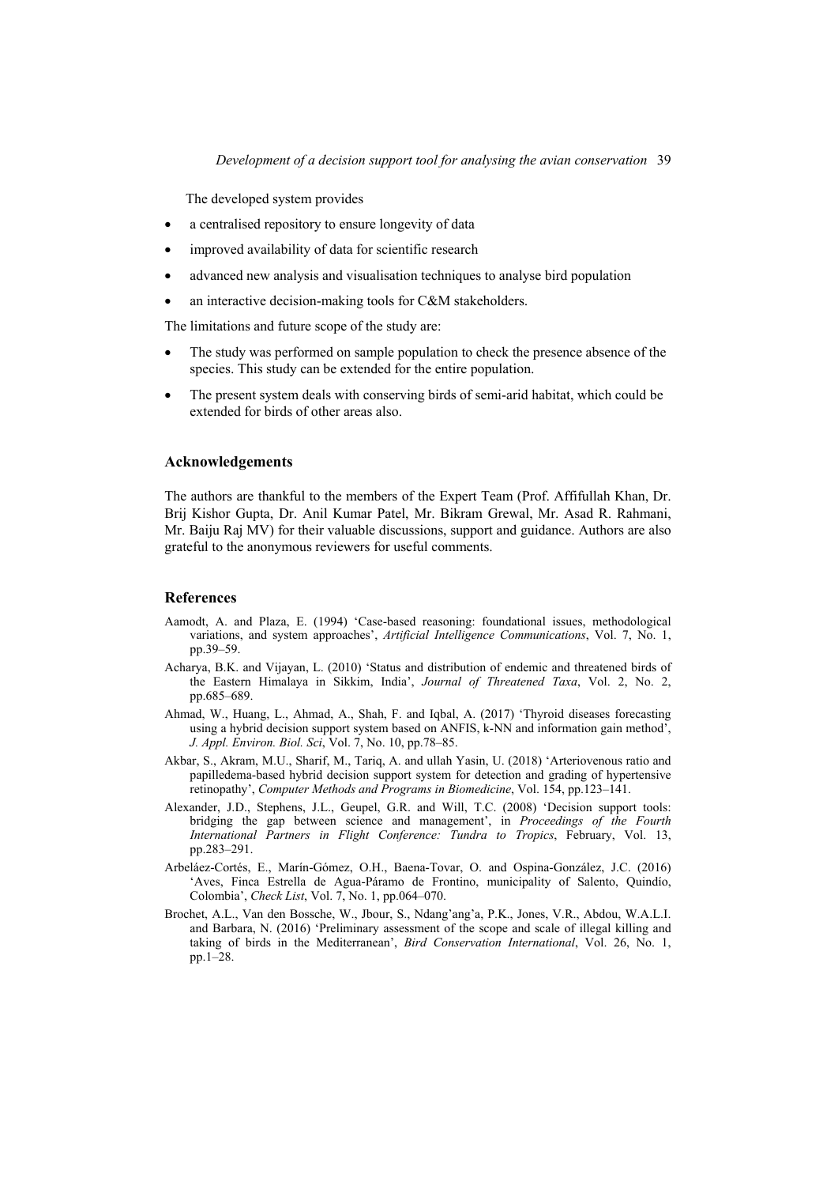The developed system provides

- a centralised repository to ensure longevity of data
- improved availability of data for scientific research
- advanced new analysis and visualisation techniques to analyse bird population
- an interactive decision-making tools for C&M stakeholders.

The limitations and future scope of the study are:

- The study was performed on sample population to check the presence absence of the species. This study can be extended for the entire population.
- The present system deals with conserving birds of semi-arid habitat, which could be extended for birds of other areas also.

## Acknowledgements

The authors are thankful to the members of the Expert Team (Prof. Affifullah Khan, Dr. Brij Kishor Gupta, Dr. Anil Kumar Patel, Mr. Bikram Grewal, Mr. Asad R. Rahmani, Mr. Baiju Raj MV) for their valuable discussions, support and guidance. Authors are also grateful to the anonymous reviewers for useful comments.

## References

Aamodt, A. and Plaza, E. (1994) 'Case-based reasoning: foundational issues, methodological variations, and system approaches', *Artificial Intelligence Communications*, Vol. 7, No. 1, pp.39–59.

Acharya, B.K. and Vijayan, L. (2010) 'Status and distribution of endemic and threatened birds of the Eastern Himalaya in Sikkim, India', *Journal of Threatened Taxa*, Vol. 2, No. 2, pp.685–689.

Ahmad, W., Huang, L., Ahmad, A., Shah, F. and Iqbal, A. (2017) 'Thyroid diseases forecasting using a hybrid decision support system based on ANFIS, k-NN and information gain method', *J. Appl. Environ. Biol. Sci*, Vol. 7, No. 10, pp.78–85.

Akbar, S., Akram, M.U., Sharif, M., Tariq, A. and ullah Yasin, U. (2018) 'Arteriovenous ratio and papilledema-based hybrid decision support system for detection and grading of hypertensive retinopathy', *Computer Methods and Programs in Biomedicine*, Vol. 154, pp.123–141.

Alexander, J.D., Stephens, J.L., Geupel, G.R. and Will, T.C. (2008) 'Decision support tools: bridging the gap between science and management', in *Proceedings of the Fourth International Partners in Flight Conference: Tundra to Tropics*, February, Vol. 13, pp.283–291.

Arbeláez-Cortés, E., Marín-Gómez, O.H., Baena-Tovar, O. and Ospina-González, J.C. (2016) 'Aves, Finca Estrella de Agua-Páramo de Frontino, municipality of Salento, Quindío, Colombia', *Check List*, Vol. 7, No. 1, pp.064–070.

Brochet, A.L., Van den Bossche, W., Jbour, S., Ndang'ang'a, P.K., Jones, V.R., Abdou, W.A.L.I. and Barbara, N. (2016) 'Preliminary assessment of the scope and scale of illegal killing and taking of birds in the Mediterranean', *Bird Conservation International*, Vol. 26, No. 1, pp.1–28.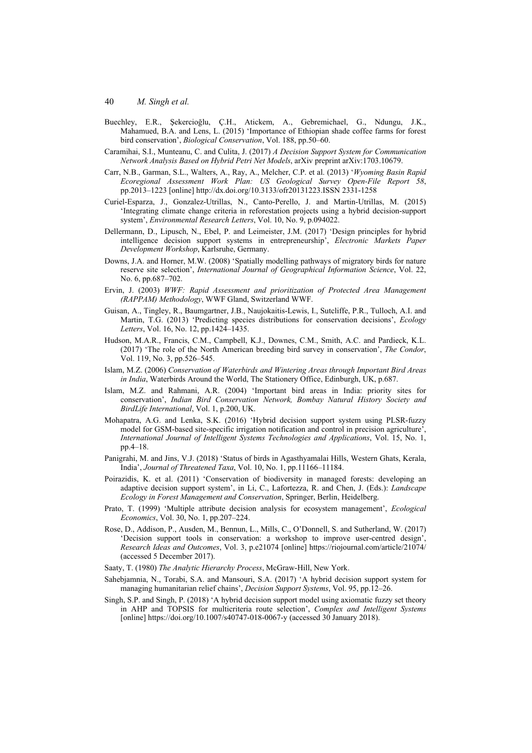Buechley, E.R., Şekercioğlu, Ç.H., Atickem, A., Gebremichael, G., Ndungu, J.K., Mahamued, B.A. and Lens, L. (2015) 'Importance of Ethiopian shade coffee farms for forest bird conservation', *Biological Conservation*, Vol. 188, pp.50–60.

Caramihai, S.I., Munteanu, C. and Culita, J. (2017) *A Decision Support System for Communication Network Analysis Based on Hybrid Petri Net Models*, arXiv preprint arXiv:1703.10679.

Carr, N.B., Garman, S.L., Walters, A., Ray, A., Melcher, C.P. et al. (2013) '*Wyoming Basin Rapid Ecoregional Assessment Work Plan: US Geological Survey Open-File Report 58*, pp.2013–1223 [online] http://dx.doi.org/10.3133/ofr20131223.ISSN 2331-1258

Curiel-Esparza, J., Gonzalez-Utrillas, N., Canto-Perello, J. and Martin-Utrillas, M. (2015) 'Integrating climate change criteria in reforestation projects using a hybrid decision-support system', *Environmental Research Letters*, Vol. 10, No. 9, p.094022.

Dellermann, D., Lipusch, N., Ebel, P. and Leimeister, J.M. (2017) 'Design principles for hybrid intelligence decision support systems in entrepreneurship', *Electronic Markets Paper Development Workshop*, Karlsruhe, Germany.

Downs, J.A. and Horner, M.W. (2008) 'Spatially modelling pathways of migratory birds for nature reserve site selection', *International Journal of Geographical Information Science*, Vol. 22, No. 6, pp.687–702.

Ervin, J. (2003) *WWF: Rapid Assessment and prioritization of Protected Area Management (RAPPAM) Methodology*, WWF Gland, Switzerland WWF.

Guisan, A., Tingley, R., Baumgartner, J.B., Naujokaitis-Lewis, I., Sutcliffe, P.R., Tulloch, A.I. and Martin, T.G. (2013) 'Predicting species distributions for conservation decisions', *Ecology Letters*, Vol. 16, No. 12, pp.1424–1435.

Hudson, M.A.R., Francis, C.M., Campbell, K.J., Downes, C.M., Smith, A.C. and Pardieck, K.L. (2017) 'The role of the North American breeding bird survey in conservation', *The Condor*, Vol. 119, No. 3, pp.526–545.

Islam, M.Z. (2006) *Conservation of Waterbirds and Wintering Areas through Important Bird Areas in India*, Waterbirds Around the World, The Stationery Office, Edinburgh, UK, p.687.

Islam, M.Z. and Rahmani, A.R. (2004) 'Important bird areas in India: priority sites for conservation', *Indian Bird Conservation Network, Bombay Natural History Society and BirdLife International*, Vol. 1, p.200, UK.

Mohapatra, A.G. and Lenka, S.K. (2016) 'Hybrid decision support system using PLSR-fuzzy model for GSM-based site-specific irrigation notification and control in precision agriculture', *International Journal of Intelligent Systems Technologies and Applications*, Vol. 15, No. 1, pp.4–18.

Panigrahi, M. and Jins, V.J. (2018) 'Status of birds in Agasthyamalai Hills, Western Ghats, Kerala, India', *Journal of Threatened Taxa*, Vol. 10, No. 1, pp.11166–11184.

Poirazidis, K. et al. (2011) 'Conservation of biodiversity in managed forests: developing an adaptive decision support system', in Li, C., Lafortezza, R. and Chen, J. (Eds.): *Landscape Ecology in Forest Management and Conservation*, Springer, Berlin, Heidelberg.

Prato, T. (1999) 'Multiple attribute decision analysis for ecosystem management', *Ecological Economics*, Vol. 30, No. 1, pp.207–224.

Rose, D., Addison, P., Ausden, M., Bennun, L., Mills, C., O'Donnell, S. and Sutherland, W. (2017) 'Decision support tools in conservation: a workshop to improve user-centred design', *Research Ideas and Outcomes*, Vol. 3, p.e21074 [online] https://riojournal.com/article/21074/ (accessed 5 December 2017).

Saaty, T. (1980) *The Analytic Hierarchy Process*, McGraw-Hill, New York.

Sahebjamnia, N., Torabi, S.A. and Mansouri, S.A. (2017) 'A hybrid decision support system for managing humanitarian relief chains', *Decision Support Systems*, Vol. 95, pp.12–26.

Singh, S.P. and Singh, P. (2018) 'A hybrid decision support model using axiomatic fuzzy set theory in AHP and TOPSIS for multicriteria route selection', *Complex and Intelligent Systems* [online] https://doi.org/10.1007/s40747-018-0067-y (accessed 30 January 2018).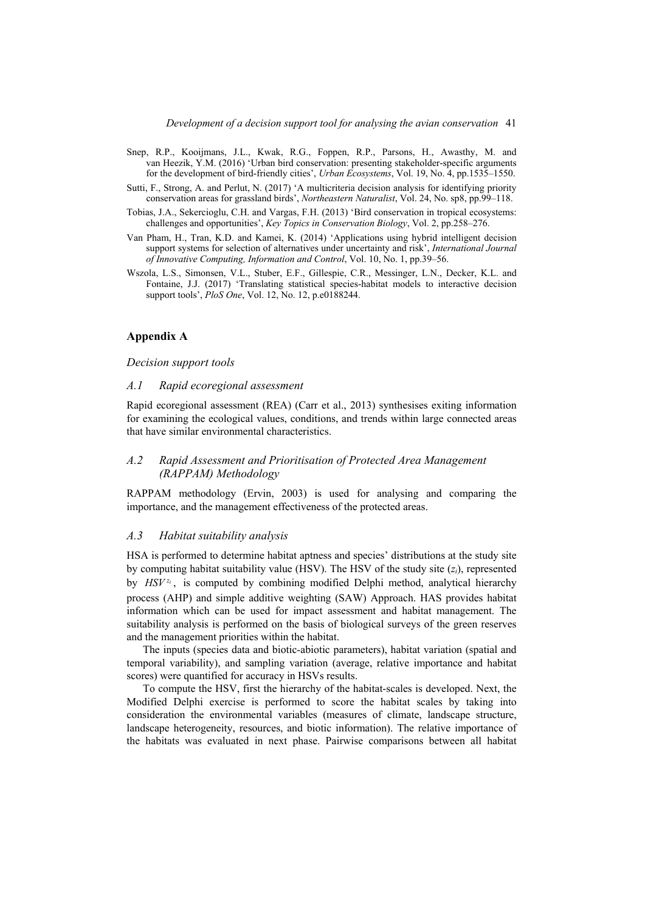Snep, R.P., Kooijmans, J.L., Kwak, R.G., Foppen, R.P., Parsons, H., Awasthy, M. and van Heezik, Y.M. (2016) 'Urban bird conservation: presenting stakeholder-specific arguments for the development of bird-friendly cities', *Urban Ecosystems*, Vol. 19, No. 4, pp.1535–1550.

Sutti, F., Strong, A. and Perlut, N. (2017) 'A multicriteria decision analysis for identifying priority conservation areas for grassland birds', *Northeastern Naturalist*, Vol. 24, No. sp8, pp.99–118.

Tobias, J.A., Sekercioglu, C.H. and Vargas, F.H. (2013) 'Bird conservation in tropical ecosystems: challenges and opportunities', *Key Topics in Conservation Biology*, Vol. 2, pp.258–276.

Van Pham, H., Tran, K.D. and Kamei, K. (2014) 'Applications using hybrid intelligent decision support systems for selection of alternatives under uncertainty and risk', *International Journal of Innovative Computing, Information and Control*, Vol. 10, No. 1, pp.39–56.

Wszola, L.S., Simonsen, V.L., Stuber, E.F., Gillespie, C.R., Messinger, L.N., Decker, K.L. and Fontaine, J.J. (2017) 'Translating statistical species-habitat models to interactive decision support tools', *PloS One*, Vol. 12, No. 12, p.e0188244.

## Appendix A

*Decision support tools*

### *A.1 Rapid ecoregional assessment*

Rapid ecoregional assessment (REA) (Carr et al., 2013) synthesises exiting information for examining the ecological values, conditions, and trends within large connected areas that have similar environmental characteristics.

### *A.2 Rapid Assessment and Prioritisation of Protected Area Management (RAPPAM) Methodology*

RAPPAM methodology (Ervin, 2003) is used for analysing and comparing the importance, and the management effectiveness of the protected areas.

### *A.3 Habitat suitability analysis*

HSA is performed to determine habitat aptness and species' distributions at the study site by computing habitat suitability value (HSV). The HSV of the study site ($z_i$), represented by $HSV^{z_i}$, is computed by combining modified Delphi method, analytical hierarchy process (AHP) and simple additive weighting (SAW) Approach. HAS provides habitat information which can be used for impact assessment and habitat management. The suitability analysis is performed on the basis of biological surveys of the green reserves and the management priorities within the habitat.

The inputs (species data and biotic-abiotic parameters), habitat variation (spatial and temporal variability), and sampling variation (average, relative importance and habitat scores) were quantified for accuracy in HSVs results.

To compute the HSV, first the hierarchy of the habitat-scales is developed. Next, the Modified Delphi exercise is performed to score the habitat scales by taking into consideration the environmental variables (measures of climate, landscape structure, landscape heterogeneity, resources, and biotic information). The relative importance of the habitats was evaluated in next phase. Pairwise comparisons between all habitat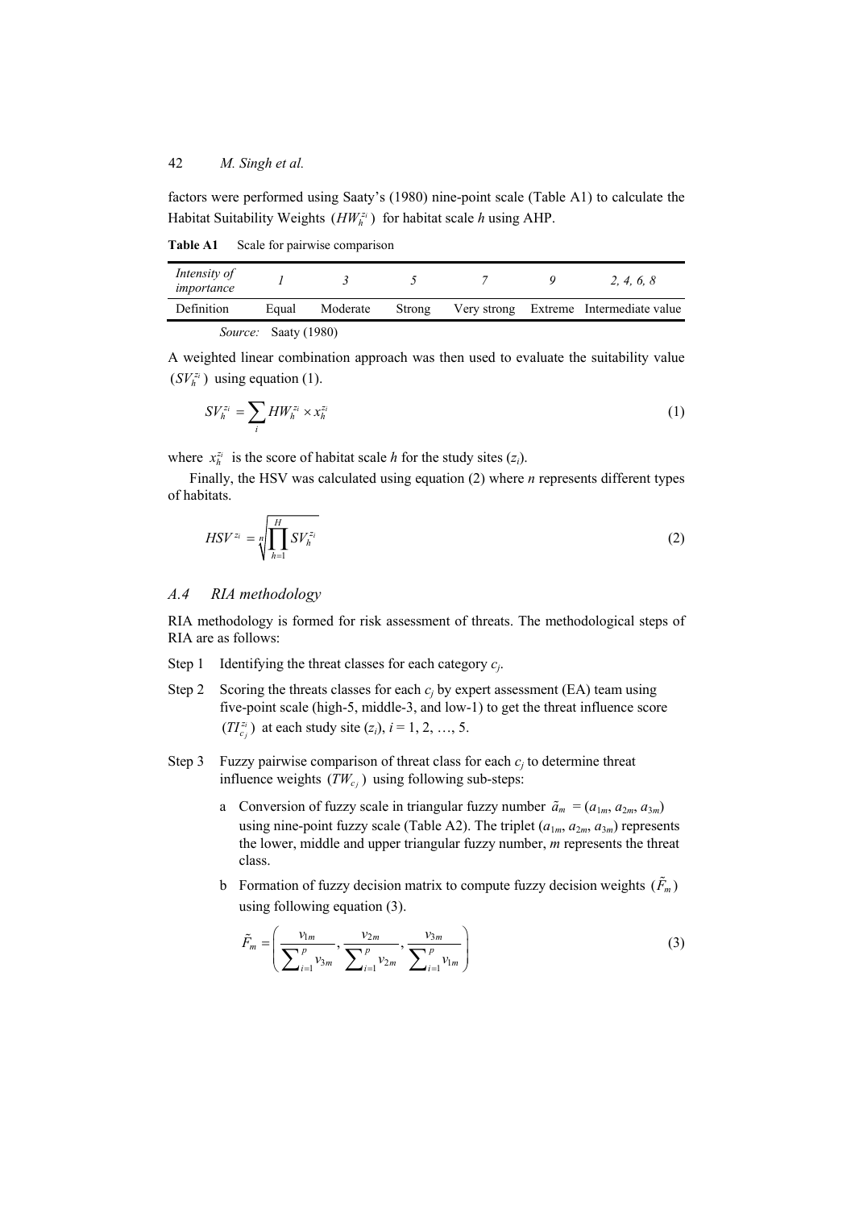factors were performed using Saaty's (1980) nine-point scale (Table A1) to calculate the Habitat Suitability Weights $(HW_h^{z_i})$ for habitat scale $h$ using AHP.

**Table A1** Scale for pairwise comparison

| *Intensity of importance* | *1* | *3* | *5* | *7* | *9* | *2, 4, 6, 8* |
|---|---|---|---|---|---|---|
| Definition | Equal | Moderate | Strong | Very strong | Extreme | Intermediate value |

*Source:* Saaty (1980)

A weighted linear combination approach was then used to evaluate the suitability value $(SV_h^{z_i})$ using equation (1).

$$SV_h^{z_i} = \sum_i HW_h^{z_i} \times x_h^{z_i} \tag{1}$$

where $x_h^{z_i}$ is the score of habitat scale $h$ for the study sites $(z_i)$.

Finally, the HSV was calculated using equation (2) where $n$ represents different types of habitats.

$$HSV^{z_i} = \sqrt[n]{\prod_{h=1}^{H} SV_h^{z_i}} \tag{2}$$

### A.4 RIA methodology

RIA methodology is formed for risk assessment of threats. The methodological steps of RIA are as follows:

Step 1 Identifying the threat classes for each category $c_j$.

Step 2 Scoring the threats classes for each $c_j$ by expert assessment (EA) team using five-point scale (high-5, middle-3, and low-1) to get the threat influence score $(TI_{c_j}^{z_i})$ at each study site $(z_i)$, $i = 1, 2, \ldots, 5$.

Step 3 Fuzzy pairwise comparison of threat class for each $c_j$ to determine threat influence weights $(TW_{c_j})$ using following sub-steps:

a Conversion of fuzzy scale in triangular fuzzy number $\tilde{a}_m = (a_{1m}, a_{2m}, a_{3m})$ using nine-point fuzzy scale (Table A2). The triplet $(a_{1m}, a_{2m}, a_{3m})$ represents the lower, middle and upper triangular fuzzy number, $m$ represents the threat class.

b Formation of fuzzy decision matrix to compute fuzzy decision weights $(\tilde{F}_m)$ using following equation (3).

$$\tilde{F}_m = \left( \frac{v_{1m}}{\sum_{i=1}^{p} v_{3m}}, \frac{v_{2m}}{\sum_{i=1}^{p} v_{2m}}, \frac{v_{3m}}{\sum_{i=1}^{p} v_{1m}} \right) \tag{3}$$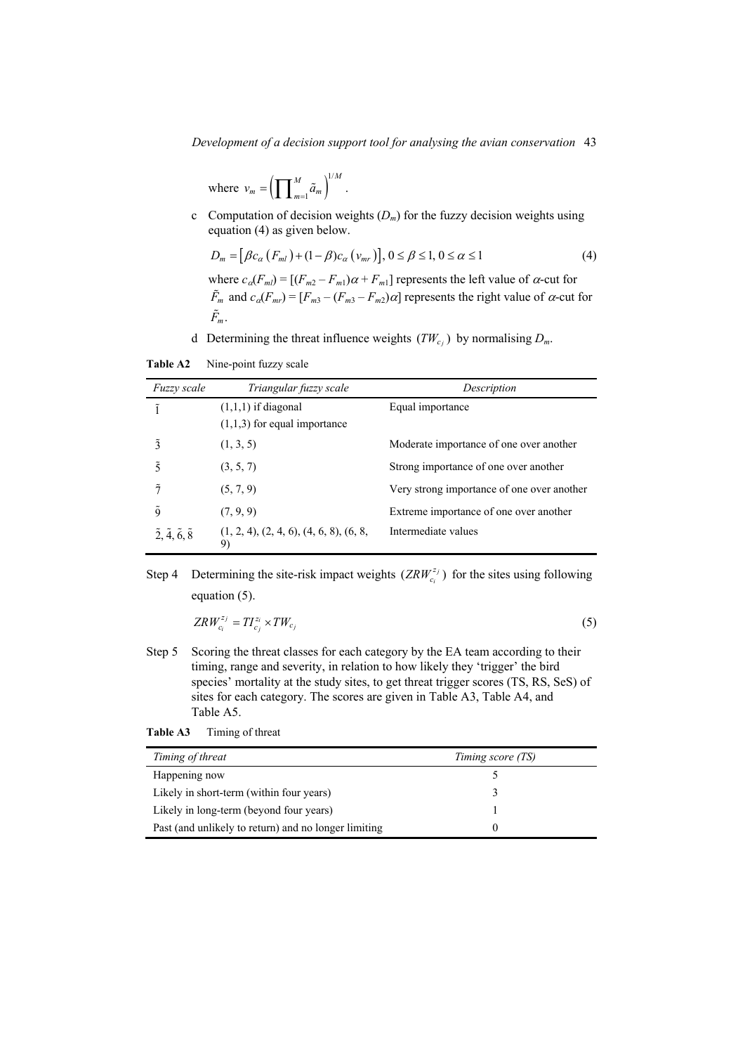where $v_m = \left(\prod_{m=1}^{M} \tilde{a}_m\right)^{1/M}$.

c Computation of decision weights ($D_m$) for the fuzzy decision weights using equation (4) as given below.

$$D_m = \left[\beta c_\alpha \left(F_{ml}\right) + (1-\beta) c_\alpha \left(v_{mr}\right)\right], 0 \le \beta \le 1, 0 \le \alpha \le 1 \tag{4}$$

where $c_\alpha(F_{ml}) = [(F_{m2} - F_{m1})\alpha + F_{m1}]$ represents the left value of $\alpha$-cut for $\tilde{F}_m$ and $c_\alpha(F_{mr}) = [F_{m3} - (F_{m3} - F_{m2})\alpha]$ represents the right value of $\alpha$-cut for $\tilde{F}_m$.

d Determining the threat influence weights $(TW_{c_j})$ by normalising $D_m$.

**Table A2** Nine-point fuzzy scale

| *Fuzzy scale* | *Triangular fuzzy scale* | *Description* |
|---|---|---|
| $\tilde{1}$ | (1,1,1) if diagonal<br>(1,1,3) for equal importance | Equal importance |
| $\tilde{3}$ | (1, 3, 5) | Moderate importance of one over another |
| $\tilde{5}$ | (3, 5, 7) | Strong importance of one over another |
| $\tilde{7}$ | (5, 7, 9) | Very strong importance of one over another |
| $\tilde{9}$ | (7, 9, 9) | Extreme importance of one over another |
| $\tilde{2}, \tilde{4}, \tilde{6}, \tilde{8}$ | (1, 2, 4), (2, 4, 6), (4, 6, 8), (6, 8, 9) | Intermediate values |

Step 4 Determining the site-risk impact weights $(ZRW_{c_i}^{z_j})$ for the sites using following equation (5).

$$ZRW_{c_i}^{z_j} = TI_{c_j}^{z_i} \times TW_{c_j} \tag{5}$$

Step 5 Scoring the threat classes for each category by the EA team according to their timing, range and severity, in relation to how likely they 'trigger' the bird species' mortality at the study sites, to get threat trigger scores (TS, RS, SeS) of sites for each category. The scores are given in Table A3, Table A4, and Table A5.

**Table A3** Timing of threat

| *Timing of threat* | *Timing score (TS)* |
|---|---|
| Happening now | 5 |
| Likely in short-term (within four years) | 3 |
| Likely in long-term (beyond four years) | 1 |
| Past (and unlikely to return) and no longer limiting | 0 |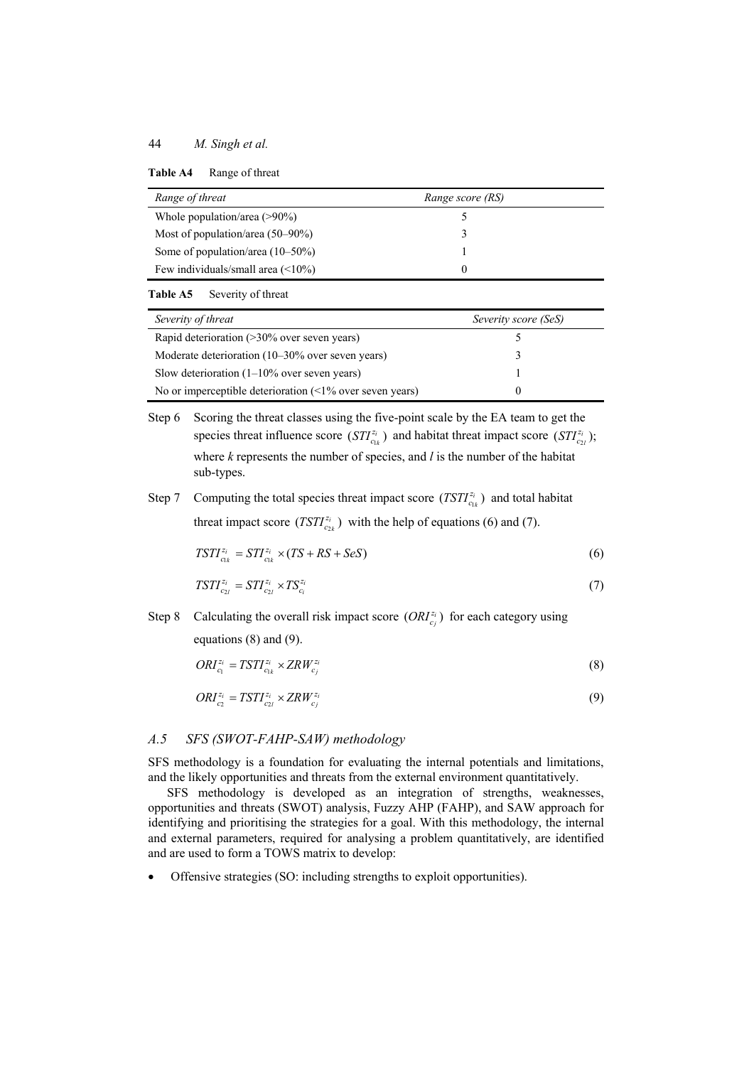**Table A4** Range of threat

| *Range of threat* | *Range score (RS)* |
|---|---|
| Whole population/area (>90%) | 5 |
| Most of population/area (50–90%) | 3 |
| Some of population/area (10–50%) | 1 |
| Few individuals/small area (<10%) | 0 |

**Table A5** Severity of threat

| *Severity of threat* | *Severity score (SeS)* |
|---|---|
| Rapid deterioration (>30% over seven years) | 5 |
| Moderate deterioration (10–30% over seven years) | 3 |
| Slow deterioration (1–10% over seven years) | 1 |
| No or imperceptible deterioration (<1% over seven years) | 0 |

Step 6 Scoring the threat classes using the five-point scale by the EA team to get the species threat influence score $(STI_{c_{1k}}^{z_i})$ and habitat threat impact score $(STI_{c_{2l}}^{z_i})$; where *k* represents the number of species, and *l* is the number of the habitat sub-types.

Step 7 Computing the total species threat impact score $(TSTI_{c_{1k}}^{z_i})$ and total habitat threat impact score $(TSTI_{c_{2k}}^{z_i})$ with the help of equations (6) and (7).

$$TSTI_{c_{1k}}^{z_i} = STI_{c_{1k}}^{z_i} \times (TS + RS + SeS) \tag{6}$$

$$TSTI_{c_{2l}}^{z_i} = STI_{c_{2l}}^{z_i} \times TS_{c_i}^{z_i} \tag{7}$$

Step 8 Calculating the overall risk impact score $(ORI_{c_j}^{z_i})$ for each category using equations (8) and (9).

$$ORI_{c_1}^{z_i} = TSTI_{c_{1k}}^{z_i} \times ZRW_{c_j}^{z_i} \tag{8}$$

$$ORI_{c_2}^{z_i} = TSTI_{c_{2l}}^{z_i} \times ZRW_{c_j}^{z_i} \tag{9}$$

### *A.5 SFS (SWOT-FAHP-SAW) methodology*

SFS methodology is a foundation for evaluating the internal potentials and limitations, and the likely opportunities and threats from the external environment quantitatively.

SFS methodology is developed as an integration of strengths, weaknesses, opportunities and threats (SWOT) analysis, Fuzzy AHP (FAHP), and SAW approach for identifying and prioritising the strategies for a goal. With this methodology, the internal and external parameters, required for analysing a problem quantitatively, are identified and are used to form a TOWS matrix to develop:

- Offensive strategies (SO: including strengths to exploit opportunities).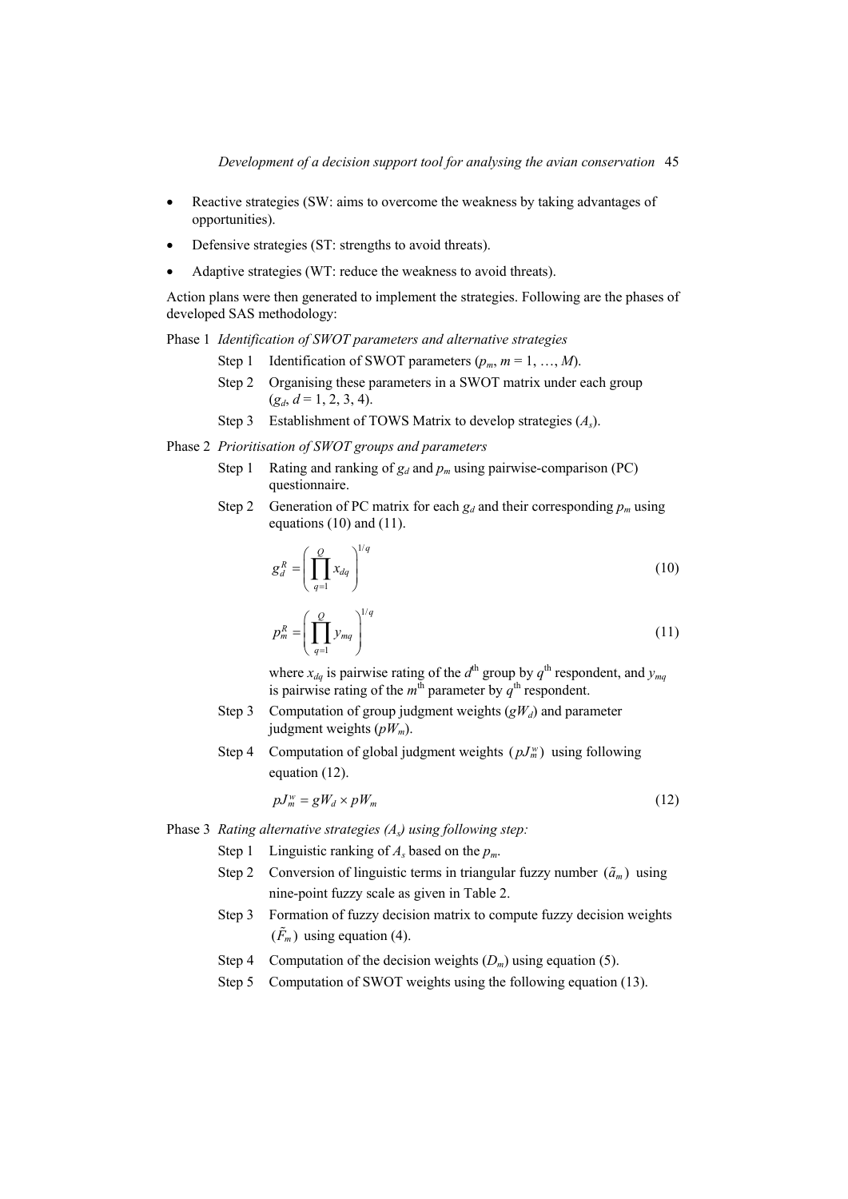- Reactive strategies (SW: aims to overcome the weakness by taking advantages of opportunities).
- Defensive strategies (ST: strengths to avoid threats).
- Adaptive strategies (WT: reduce the weakness to avoid threats).

Action plans were then generated to implement the strategies. Following are the phases of developed SAS methodology:

Phase 1 *Identification of SWOT parameters and alternative strategies*

- Step 1 Identification of SWOT parameters ($p_m$, $m = 1, \ldots, M$).
- Step 2 Organising these parameters in a SWOT matrix under each group ($g_d$, $d = 1, 2, 3, 4$).
- Step 3 Establishment of TOWS Matrix to develop strategies ($A_s$).

Phase 2 *Prioritisation of SWOT groups and parameters*

- Step 1 Rating and ranking of $g_d$ and $p_m$ using pairwise-comparison (PC) questionnaire.
- Step 2 Generation of PC matrix for each $g_d$ and their corresponding $p_m$ using equations (10) and (11).

$$g_d^R = \left( \prod_{q=1}^{Q} x_{dq} \right)^{1/q} \tag{10}$$

$$p_m^R = \left( \prod_{q=1}^{Q} y_{mq} \right)^{1/q} \tag{11}$$

where $x_{dq}$ is pairwise rating of the $d^{th}$ group by $q^{th}$ respondent, and $y_{mq}$ is pairwise rating of the $m^{th}$ parameter by $q^{th}$ respondent.

- Step 3 Computation of group judgment weights ($gW_d$) and parameter judgment weights ($pW_m$).
- Step 4 Computation of global judgment weights $(pJ_m^w)$ using following equation (12).

$$pJ_m^w = gW_d \times pW_m \tag{12}$$

Phase 3 *Rating alternative strategies ($A_s$) using following step:*

- Step 1 Linguistic ranking of $A_s$ based on the $p_m$.
- Step 2 Conversion of linguistic terms in triangular fuzzy number $(\tilde{a}_m)$ using nine-point fuzzy scale as given in Table 2.
- Step 3 Formation of fuzzy decision matrix to compute fuzzy decision weights $(\tilde{F}_m)$ using equation (4).
- Step 4 Computation of the decision weights ($D_m$) using equation (5).
- Step 5 Computation of SWOT weights using the following equation (13).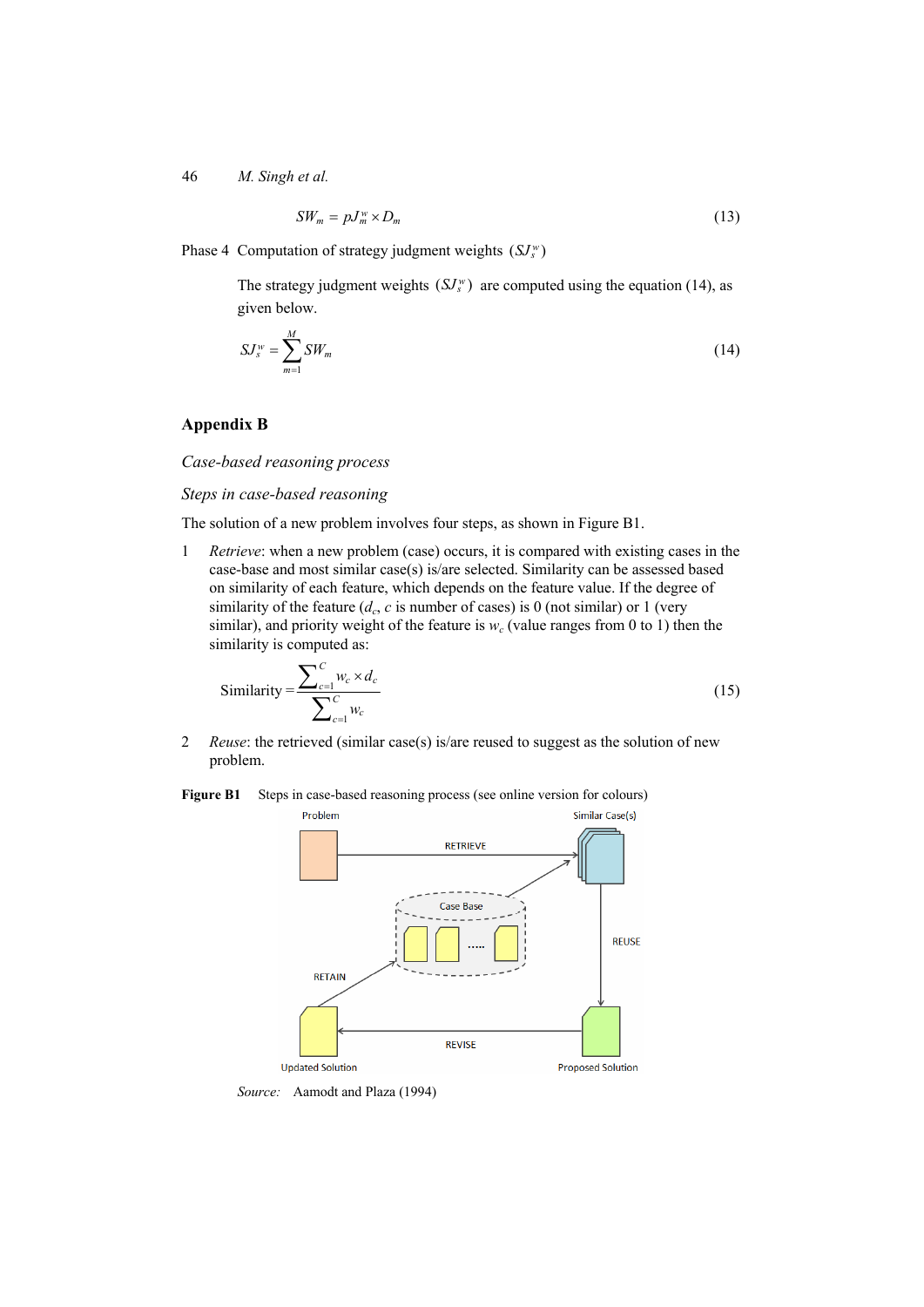$$SW_m = pJ_m^w \times D_m \tag{13}$$

Phase 4 Computation of strategy judgment weights $(SJ_s^w)$

The strategy judgment weights $(SJ_s^w)$ are computed using the equation (14), as given below.

$$SJ_s^w = \sum_{m=1}^{M} SW_m \tag{14}$$

## Appendix B

*Case-based reasoning process*

*Steps in case-based reasoning*

The solution of a new problem involves four steps, as shown in Figure B1.

1 *Retrieve*: when a new problem (case) occurs, it is compared with existing cases in the case-base and most similar case(s) is/are selected. Similarity can be assessed based on similarity of each feature, which depends on the feature value. If the degree of similarity of the feature ($d_c$, $c$ is number of cases) is 0 (not similar) or 1 (very similar), and priority weight of the feature is $w_c$ (value ranges from 0 to 1) then the similarity is computed as:

$$\text{Similarity} = \frac{\sum_{c=1}^{C} w_c \times d_c}{\sum_{c=1}^{C} w_c} \tag{15}$$

2 *Reuse*: the retrieved (similar case(s) is/are reused to suggest as the solution of new problem.

**Figure B1** Steps in case-based reasoning process (see online version for colours)

*Source:* Aamodt and Plaza (1994)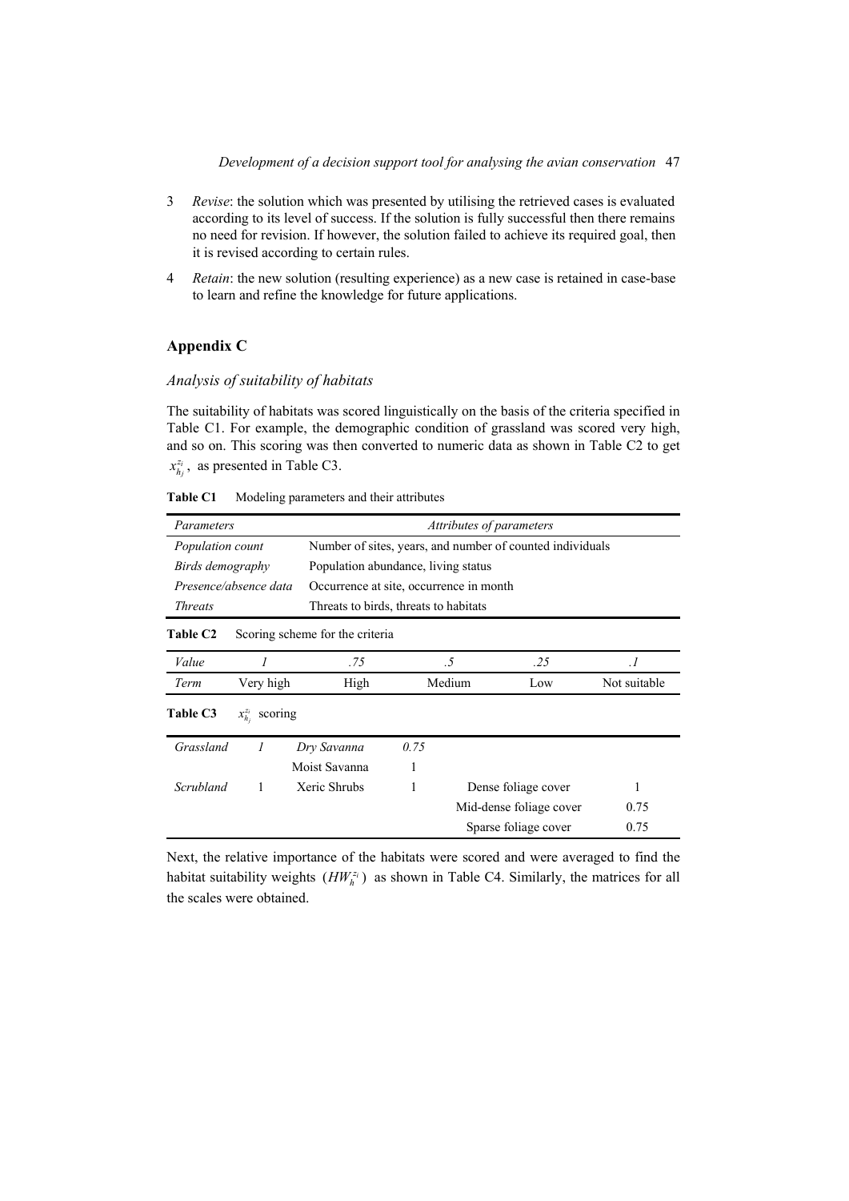3. *Revise*: the solution which was presented by utilising the retrieved cases is evaluated according to its level of success. If the solution is fully successful then there remains no need for revision. If however, the solution failed to achieve its required goal, then it is revised according to certain rules.
4. *Retain*: the new solution (resulting experience) as a new case is retained in case-base to learn and refine the knowledge for future applications.

## Appendix C

### *Analysis of suitability of habitats*

The suitability of habitats was scored linguistically on the basis of the criteria specified in Table C1. For example, the demographic condition of grassland was scored very high, and so on. This scoring was then converted to numeric data as shown in Table C2 to get $x_{h_j}^{z_i}$, as presented in Table C3.

**Table C1** Modeling parameters and their attributes

| *Parameters* | *Attributes of parameters* |
|---|---|
| *Population count* | Number of sites, years, and number of counted individuals |
| *Birds demography* | Population abundance, living status |
| *Presence/absence data* | Occurrence at site, occurrence in month |
| *Threats* | Threats to birds, threats to habitats |

**Table C2** Scoring scheme for the criteria

| *Value* | *1* | *.75* | *.5* | *.25* | *.1* |
|---|---|---|---|---|---|
| *Term* | Very high | High | Medium | Low | Not suitable |

**Table C3** $x_{h_j}^{z_i}$ scoring

| | | | | | |
|---|---|---|---|---|---|
| *Grassland* | *1* | *Dry Savanna* | *0.75* | | |
| | | Moist Savanna | 1 | | |
| *Scrubland* | 1 | Xeric Shrubs | 1 | Dense foliage cover | 1 |
| | | | | Mid-dense foliage cover | 0.75 |
| | | | | Sparse foliage cover | 0.75 |

Next, the relative importance of the habitats were scored and were averaged to find the habitat suitability weights $(HW_h^{z_i})$ as shown in Table C4. Similarly, the matrices for all the scales were obtained.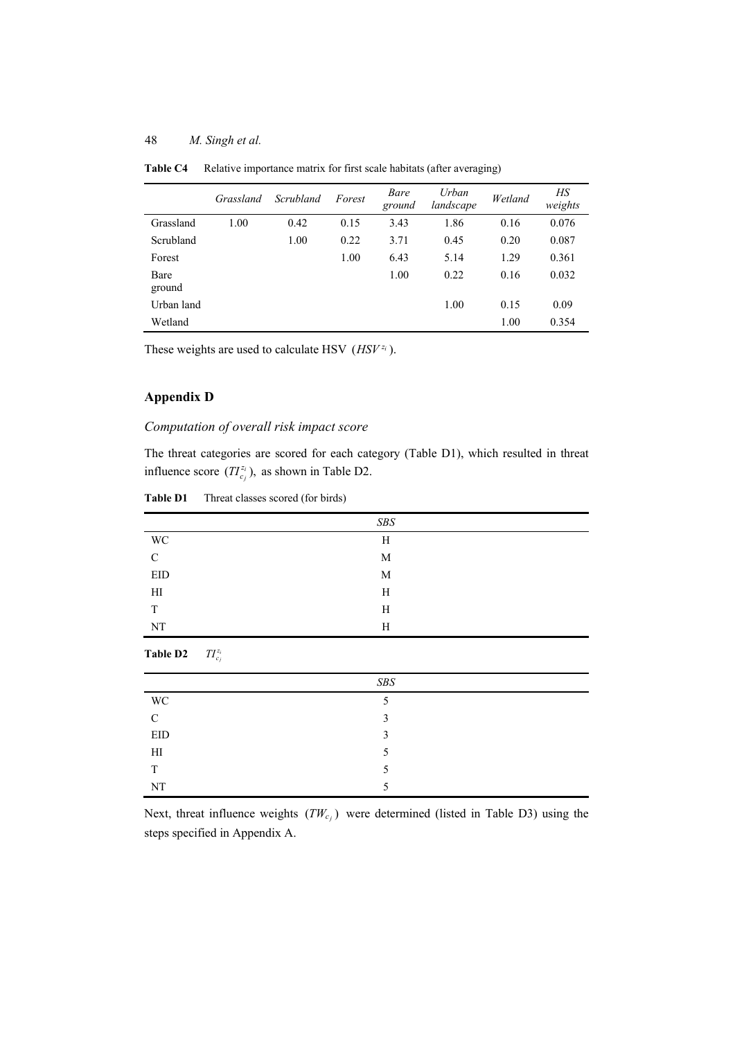**Table C4** Relative importance matrix for first scale habitats (after averaging)

| | *Grassland* | *Scrubland* | *Forest* | *Bare ground* | *Urban landscape* | *Wetland* | *HS weights* |
|---|---|---|---|---|---|---|---|
| Grassland | 1.00 | 0.42 | 0.15 | 3.43 | 1.86 | 0.16 | 0.076 |
| Scrubland | | 1.00 | 0.22 | 3.71 | 0.45 | 0.20 | 0.087 |
| Forest | | | 1.00 | 6.43 | 5.14 | 1.29 | 0.361 |
| Bare ground | | | | 1.00 | 0.22 | 0.16 | 0.032 |
| Urban land | | | | | 1.00 | 0.15 | 0.09 |
| Wetland | | | | | | 1.00 | 0.354 |

These weights are used to calculate HSV ($HSV^{z_i}$).

## Appendix D

### *Computation of overall risk impact score*

The threat categories are scored for each category (Table D1), which resulted in threat influence score ($TI_{c_j}^{z_i}$), as shown in Table D2.

**Table D1** Threat classes scored (for birds)

| | *SBS* |
|---|---|
| WC | H |
| C | M |
| EID | M |
| HI | H |
| T | H |
| NT | H |

**Table D2** $TI_{c_j}^{z_i}$

| | *SBS* |
|---|---|
| WC | 5 |
| C | 3 |
| EID | 3 |
| HI | 5 |
| T | 5 |
| NT | 5 |

Next, threat influence weights ($TW_{c_j}$) were determined (listed in Table D3) using the steps specified in Appendix A.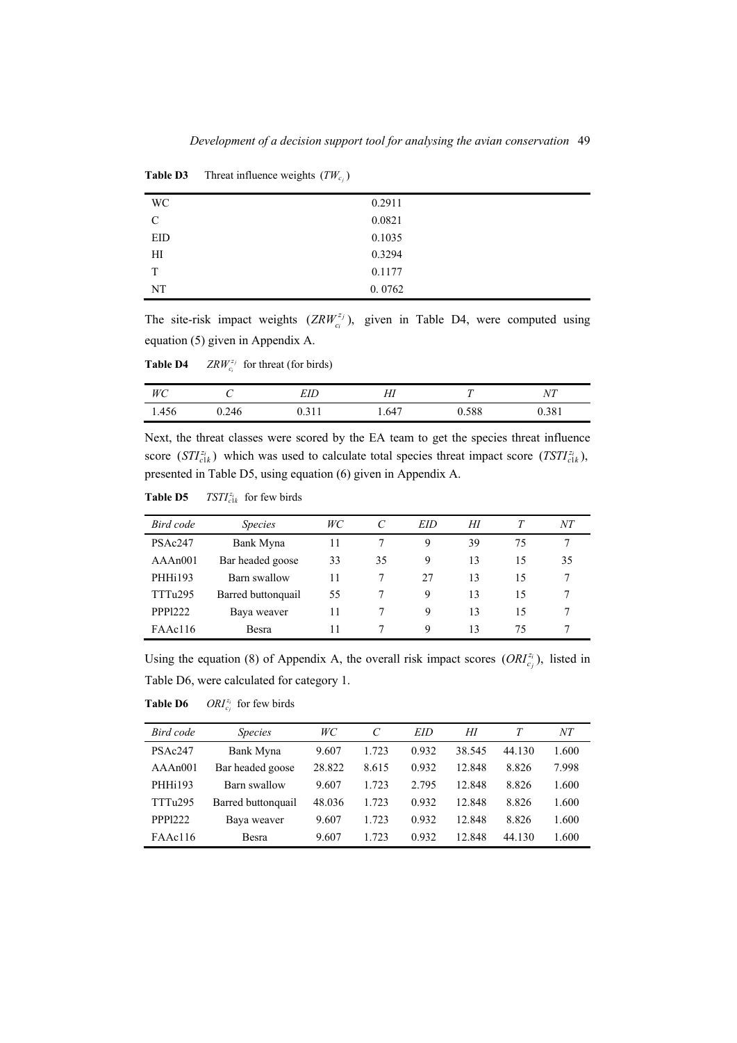**Table D3** Threat influence weights $(TW_{c_j})$

| | |
|---|---|
| WC | 0.2911 |
| C | 0.0821 |
| EID | 0.1035 |
| HI | 0.3294 |
| T | 0.1177 |
| NT | 0. 0762 |

The site-risk impact weights $(ZRW_{c_i}^{z_j})$, given in Table D4, were computed using equation (5) given in Appendix A.

**Table D4** $ZRW_{c_i}^{z_j}$ for threat (for birds)

| *WC* | *C* | *EID* | *HI* | *T* | *NT* |
|---|---|---|---|---|---|
| 1.456 | 0.246 | 0.311 | 1.647 | 0.588 | 0.381 |

Next, the threat classes were scored by the EA team to get the species threat influence score $(STI_{c1k}^{z_i})$ which was used to calculate total species threat impact score $(TSTI_{c1k}^{z_i})$, presented in Table D5, using equation (6) given in Appendix A.

**Table D5** $TSTI_{c1k}^{z_i}$ for few birds

| *Bird code* | *Species* | *WC* | *C* | *EID* | *HI* | *T* | *NT* |
|---|---|---|---|---|---|---|---|
| PSAc247 | Bank Myna | 11 | 7 | 9 | 39 | 75 | 7 |
| AAAn001 | Bar headed goose | 33 | 35 | 9 | 13 | 15 | 35 |
| PHHi193 | Barn swallow | 11 | 7 | 27 | 13 | 15 | 7 |
| TTTu295 | Barred buttonquail | 55 | 7 | 9 | 13 | 15 | 7 |
| PPPl222 | Baya weaver | 11 | 7 | 9 | 13 | 15 | 7 |
| FAAc116 | Besra | 11 | 7 | 9 | 13 | 75 | 7 |

Using the equation (8) of Appendix A, the overall risk impact scores $(ORI_{c_j}^{z_i})$, listed in Table D6, were calculated for category 1.

**Table D6** $ORI_{c_j}^{z_i}$ for few birds

| *Bird code* | *Species* | *WC* | *C* | *EID* | *HI* | *T* | *NT* |
|---|---|---|---|---|---|---|---|
| PSAc247 | Bank Myna | 9.607 | 1.723 | 0.932 | 38.545 | 44.130 | 1.600 |
| AAAn001 | Bar headed goose | 28.822 | 8.615 | 0.932 | 12.848 | 8.826 | 7.998 |
| PHHi193 | Barn swallow | 9.607 | 1.723 | 2.795 | 12.848 | 8.826 | 1.600 |
| TTTu295 | Barred buttonquail | 48.036 | 1.723 | 0.932 | 12.848 | 8.826 | 1.600 |
| PPPl222 | Baya weaver | 9.607 | 1.723 | 0.932 | 12.848 | 8.826 | 1.600 |
| FAAc116 | Besra | 9.607 | 1.723 | 0.932 | 12.848 | 44.130 | 1.600 |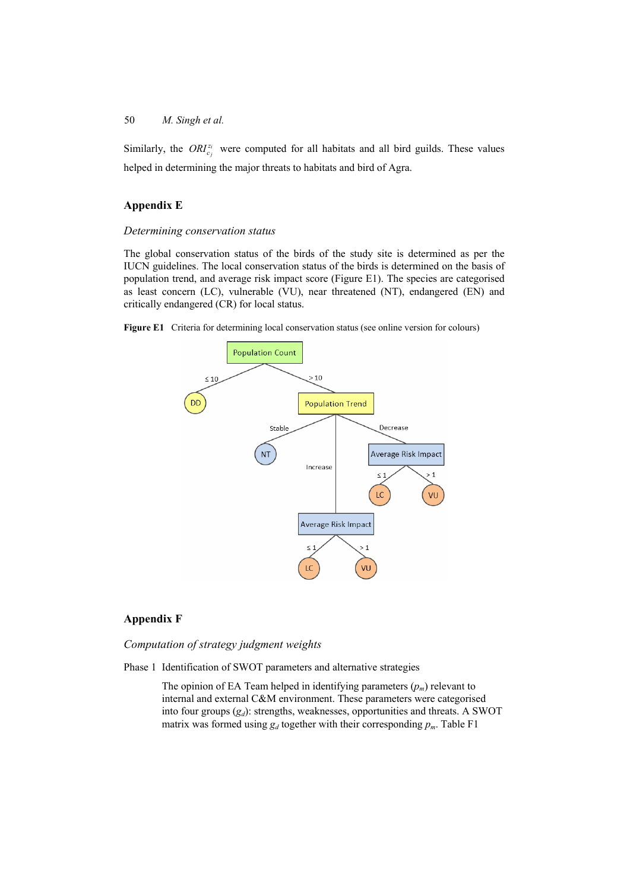Similarly, the $ORI_{c_j}^{z_i}$ were computed for all habitats and all bird guilds. These values helped in determining the major threats to habitats and bird of Agra.

## Appendix E

*Determining conservation status*

The global conservation status of the birds of the study site is determined as per the IUCN guidelines. The local conservation status of the birds is determined on the basis of population trend, and average risk impact score (Figure E1). The species are categorised as least concern (LC), vulnerable (VU), near threatened (NT), endangered (EN) and critically endangered (CR) for local status.

**Figure E1** Criteria for determining local conservation status (see online version for colours)

## Appendix F

*Computation of strategy judgment weights*

Phase 1 Identification of SWOT parameters and alternative strategies

The opinion of EA Team helped in identifying parameters ($p_m$) relevant to internal and external C&M environment. These parameters were categorised into four groups ($g_d$): strengths, weaknesses, opportunities and threats. A SWOT matrix was formed using $g_d$ together with their corresponding $p_m$. Table F1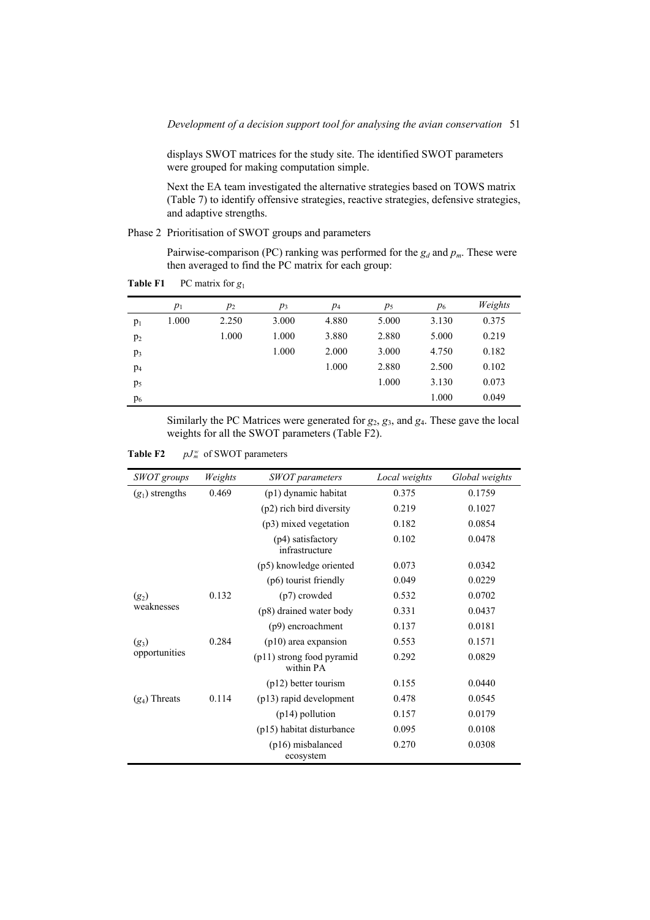displays SWOT matrices for the study site. The identified SWOT parameters were grouped for making computation simple.

Next the EA team investigated the alternative strategies based on TOWS matrix (Table 7) to identify offensive strategies, reactive strategies, defensive strategies, and adaptive strengths.

Phase 2 Prioritisation of SWOT groups and parameters

Pairwise-comparison (PC) ranking was performed for the $g_d$ and $p_m$. These were then averaged to find the PC matrix for each group:

**Table F1** PC matrix for $g_1$

| | $p_1$ | $p_2$ | $p_3$ | $p_4$ | $p_5$ | $p_6$ | *Weights* |
|---|---|---|---|---|---|---|---|
| $p_1$ | 1.000 | 2.250 | 3.000 | 4.880 | 5.000 | 3.130 | 0.375 |
| $p_2$ | | 1.000 | 1.000 | 3.880 | 2.880 | 5.000 | 0.219 |
| $p_3$ | | | 1.000 | 2.000 | 3.000 | 4.750 | 0.182 |
| $p_4$ | | | | 1.000 | 2.880 | 2.500 | 0.102 |
| $p_5$ | | | | | 1.000 | 3.130 | 0.073 |
| $p_6$ | | | | | | 1.000 | 0.049 |

Similarly the PC Matrices were generated for $g_2$, $g_3$, and $g_4$. These gave the local weights for all the SWOT parameters (Table F2).

**Table F2** $pJ_m^w$ of SWOT parameters

| *SWOT groups* | *Weights* | *SWOT parameters* | *Local weights* | *Global weights* |
|---|---|---|---|---|
| ($g_1$) strengths | 0.469 | (p1) dynamic habitat | 0.375 | 0.1759 |
| | | (p2) rich bird diversity | 0.219 | 0.1027 |
| | | (p3) mixed vegetation | 0.182 | 0.0854 |
| | | (p4) satisfactory infrastructure | 0.102 | 0.0478 |
| | | (p5) knowledge oriented | 0.073 | 0.0342 |
| | | (p6) tourist friendly | 0.049 | 0.0229 |
| ($g_2$) weaknesses | 0.132 | (p7) crowded | 0.532 | 0.0702 |
| | | (p8) drained water body | 0.331 | 0.0437 |
| | | (p9) encroachment | 0.137 | 0.0181 |
| ($g_3$) opportunities | 0.284 | (p10) area expansion | 0.553 | 0.1571 |
| | | (p11) strong food pyramid within PA | 0.292 | 0.0829 |
| | | (p12) better tourism | 0.155 | 0.0440 |
| ($g_4$) Threats | 0.114 | (p13) rapid development | 0.478 | 0.0545 |
| | | (p14) pollution | 0.157 | 0.0179 |
| | | (p15) habitat disturbance | 0.095 | 0.0108 |
| | | (p16) misbalanced ecosystem | 0.270 | 0.0308 |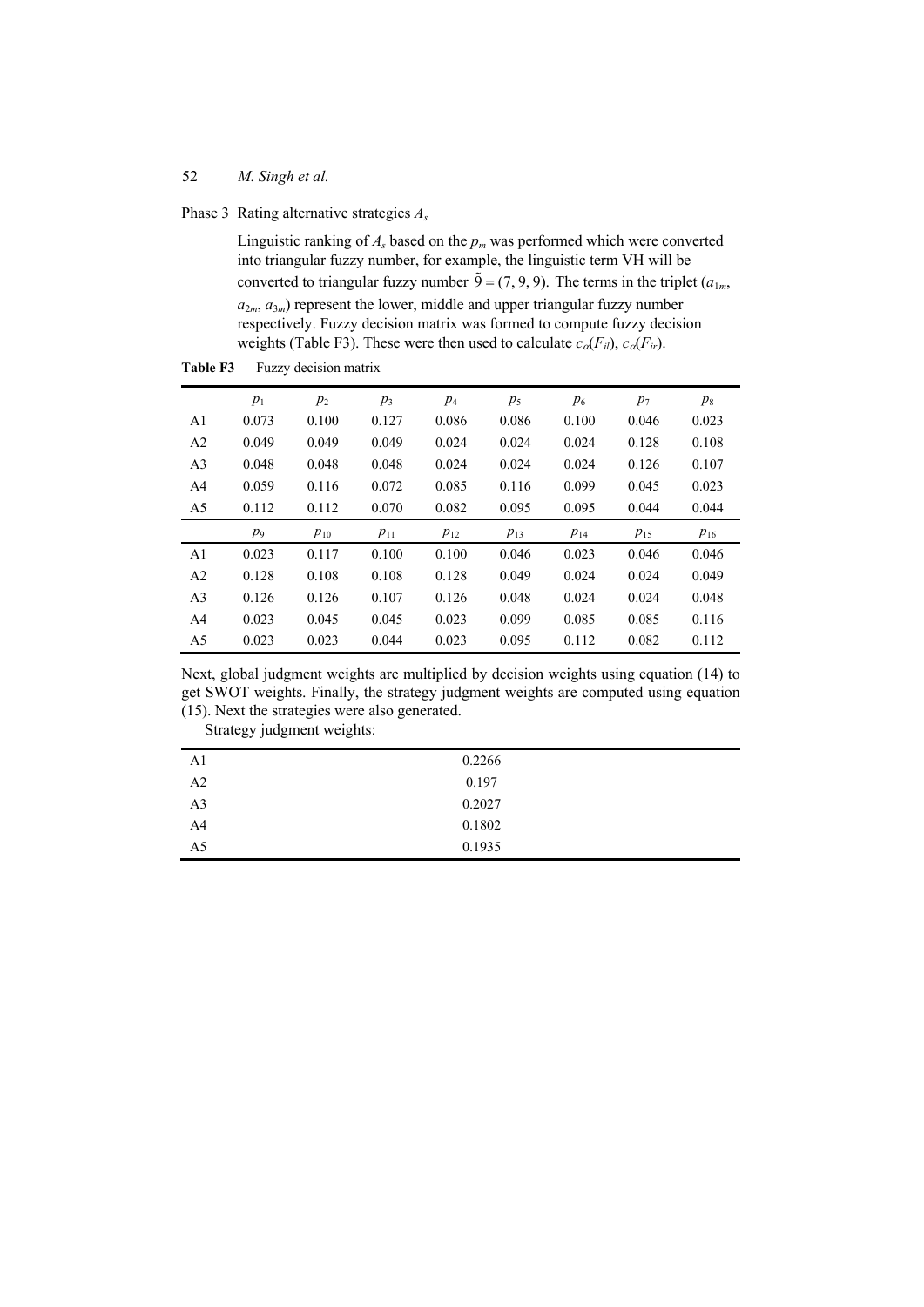Phase 3 Rating alternative strategies $A_s$

Linguistic ranking of $A_s$ based on the $p_m$ was performed which were converted into triangular fuzzy number, for example, the linguistic term VH will be converted to triangular fuzzy number $\tilde{9} = (7, 9, 9)$. The terms in the triplet ($a_{1m}$, $a_{2m}$, $a_{3m}$) represent the lower, middle and upper triangular fuzzy number respectively. Fuzzy decision matrix was formed to compute fuzzy decision weights (Table F3). These were then used to calculate $c_\alpha(F_{il})$, $c_\alpha(F_{ir})$.

**Table F3** Fuzzy decision matrix

| | $p_1$ | $p_2$ | $p_3$ | $p_4$ | $p_5$ | $p_6$ | $p_7$ | $p_8$ |
|---|---|---|---|---|---|---|---|---|
| A1 | 0.073 | 0.100 | 0.127 | 0.086 | 0.086 | 0.100 | 0.046 | 0.023 |
| A2 | 0.049 | 0.049 | 0.049 | 0.024 | 0.024 | 0.024 | 0.128 | 0.108 |
| A3 | 0.048 | 0.048 | 0.048 | 0.024 | 0.024 | 0.024 | 0.126 | 0.107 |
| A4 | 0.059 | 0.116 | 0.072 | 0.085 | 0.116 | 0.099 | 0.045 | 0.023 |
| A5 | 0.112 | 0.112 | 0.070 | 0.082 | 0.095 | 0.095 | 0.044 | 0.044 |
| | $p_9$ | $p_{10}$ | $p_{11}$ | $p_{12}$ | $p_{13}$ | $p_{14}$ | $p_{15}$ | $p_{16}$ |
| A1 | 0.023 | 0.117 | 0.100 | 0.100 | 0.046 | 0.023 | 0.046 | 0.046 |
| A2 | 0.128 | 0.108 | 0.108 | 0.128 | 0.049 | 0.024 | 0.024 | 0.049 |
| A3 | 0.126 | 0.126 | 0.107 | 0.126 | 0.048 | 0.024 | 0.024 | 0.048 |
| A4 | 0.023 | 0.045 | 0.045 | 0.023 | 0.099 | 0.085 | 0.085 | 0.116 |
| A5 | 0.023 | 0.023 | 0.044 | 0.023 | 0.095 | 0.112 | 0.082 | 0.112 |

Next, global judgment weights are multiplied by decision weights using equation (14) to get SWOT weights. Finally, the strategy judgment weights are computed using equation (15). Next the strategies were also generated.

Strategy judgment weights:

| | |
|---|---|
| A1 | 0.2266 |
| A2 | 0.197 |
| A3 | 0.2027 |
| A4 | 0.1802 |
| A5 | 0.1935 |